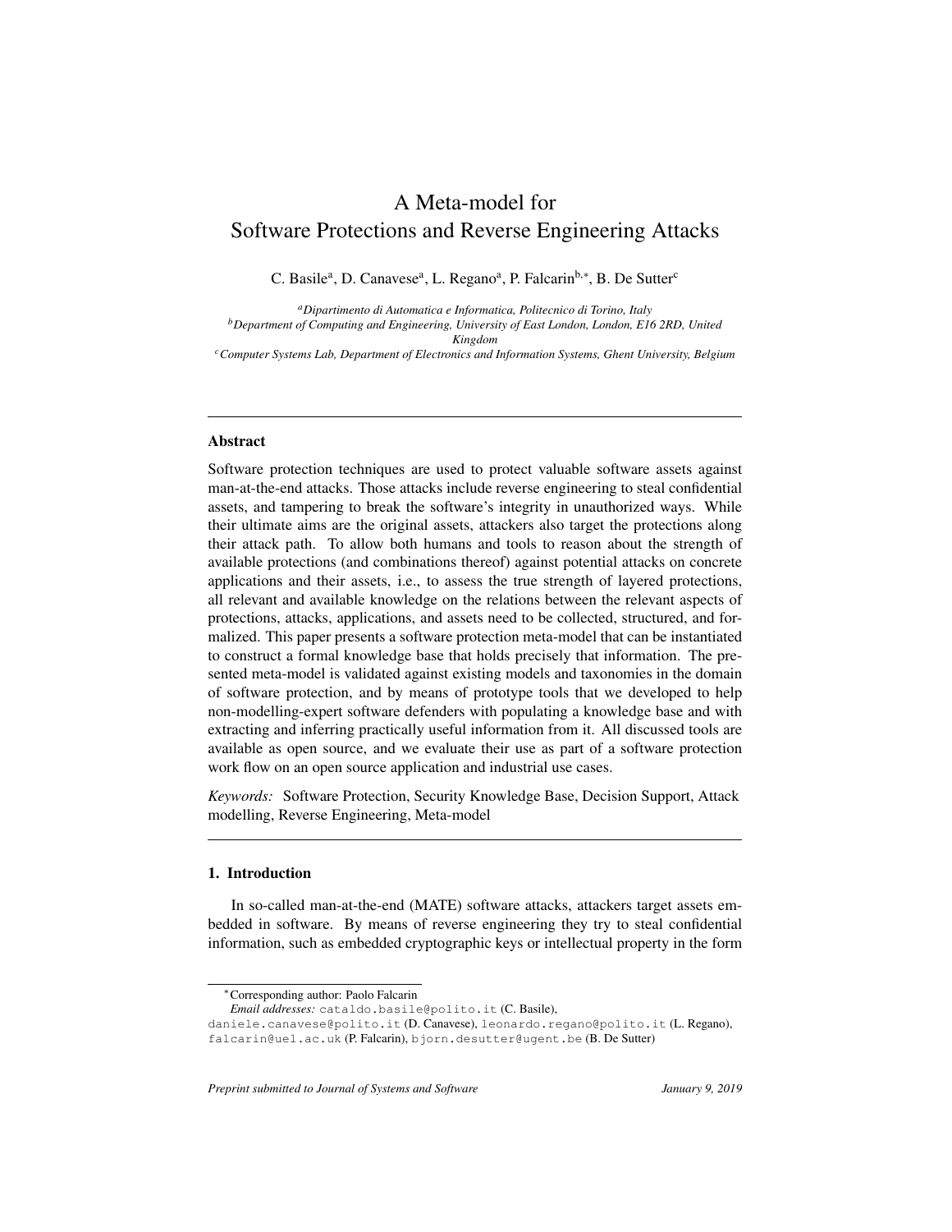# A Meta-model for Software Protections and Reverse Engineering Attacks

C. Basile[a], D. Canavese[a], L. Regano[a], P. Falcarin[b,*], B. De Sutter[c]

[a]*Dipartimento di Automatica e Informatica, Politecnico di Torino, Italy*
[b]*Department of Computing and Engineering, University of East London, London, E16 2RD, United Kingdom*
[c]*Computer Systems Lab, Department of Electronics and Information Systems, Ghent University, Belgium*

---

## Abstract

Software protection techniques are used to protect valuable software assets against man-at-the-end attacks. Those attacks include reverse engineering to steal confidential assets, and tampering to break the software's integrity in unauthorized ways. While their ultimate aims are the original assets, attackers also target the protections along their attack path. To allow both humans and tools to reason about the strength of available protections (and combinations thereof) against potential attacks on concrete applications and their assets, i.e., to assess the true strength of layered protections, all relevant and available knowledge on the relations between the relevant aspects of protections, attacks, applications, and assets need to be collected, structured, and formalized. This paper presents a software protection meta-model that can be instantiated to construct a formal knowledge base that holds precisely that information. The presented meta-model is validated against existing models and taxonomies in the domain of software protection, and by means of prototype tools that we developed to help non-modelling-expert software defenders with populating a knowledge base and with extracting and inferring practically useful information from it. All discussed tools are available as open source, and we evaluate their use as part of a software protection work flow on an open source application and industrial use cases.

*Keywords:* Software Protection, Security Knowledge Base, Decision Support, Attack modelling, Reverse Engineering, Meta-model

---

## 1. Introduction

In so-called man-at-the-end (MATE) software attacks, attackers target assets embedded in software. By means of reverse engineering they try to steal confidential information, such as embedded cryptographic keys or intellectual property in the form

*Corresponding author: Paolo Falcarin
*Email addresses:* cataldo.basile@polito.it (C. Basile), daniele.canavese@polito.it (D. Canavese), leonardo.regano@polito.it (L. Regano), falcarin@uel.ac.uk (P. Falcarin), bjorn.desutter@ugent.be (B. De Sutter)

*Preprint submitted to Journal of Systems and Software* *January 9, 2019*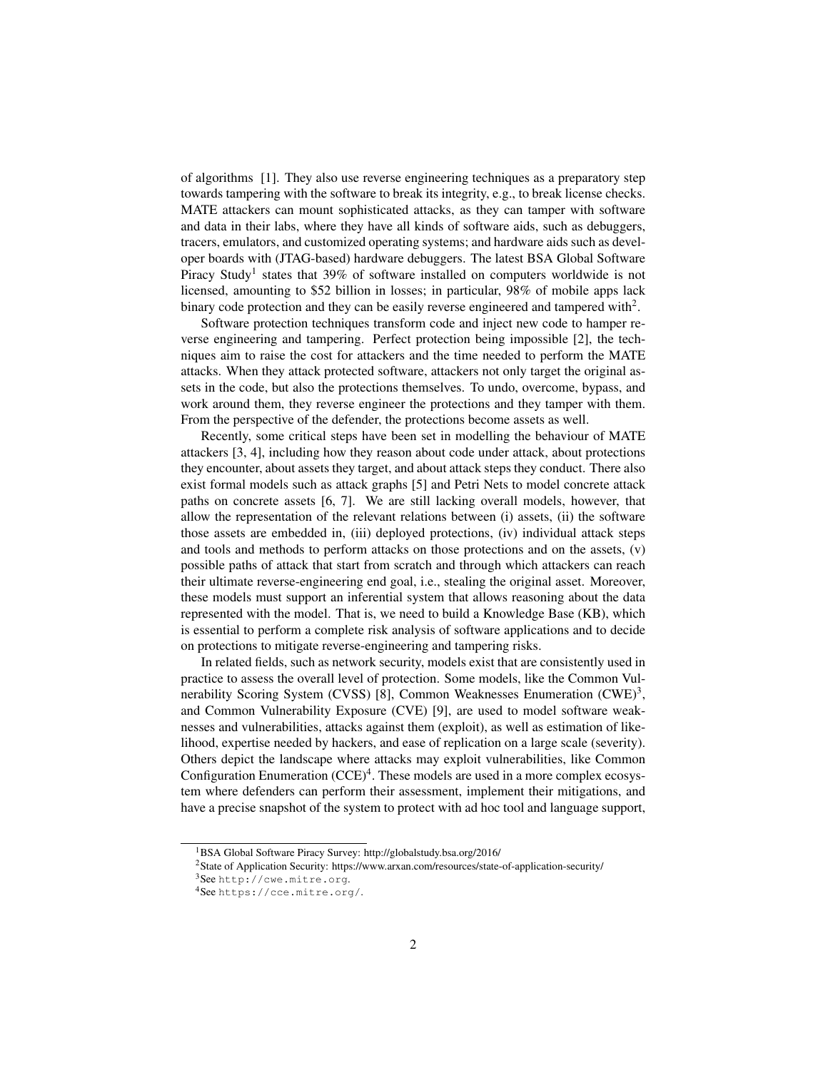of algorithms [1]. They also use reverse engineering techniques as a preparatory step towards tampering with the software to break its integrity, e.g., to break license checks. MATE attackers can mount sophisticated attacks, as they can tamper with software and data in their labs, where they have all kinds of software aids, such as debuggers, tracers, emulators, and customized operating systems; and hardware aids such as developer boards with (JTAG-based) hardware debuggers. The latest BSA Global Software Piracy Study[1] states that 39% of software installed on computers worldwide is not licensed, amounting to \$52 billion in losses; in particular, 98% of mobile apps lack binary code protection and they can be easily reverse engineered and tampered with[2].

Software protection techniques transform code and inject new code to hamper reverse engineering and tampering. Perfect protection being impossible [2], the techniques aim to raise the cost for attackers and the time needed to perform the MATE attacks. When they attack protected software, attackers not only target the original assets in the code, but also the protections themselves. To undo, overcome, bypass, and work around them, they reverse engineer the protections and they tamper with them. From the perspective of the defender, the protections become assets as well.

Recently, some critical steps have been set in modelling the behaviour of MATE attackers [3, 4], including how they reason about code under attack, about protections they encounter, about assets they target, and about attack steps they conduct. There also exist formal models such as attack graphs [5] and Petri Nets to model concrete attack paths on concrete assets [6, 7]. We are still lacking overall models, however, that allow the representation of the relevant relations between (i) assets, (ii) the software those assets are embedded in, (iii) deployed protections, (iv) individual attack steps and tools and methods to perform attacks on those protections and on the assets, (v) possible paths of attack that start from scratch and through which attackers can reach their ultimate reverse-engineering end goal, i.e., stealing the original asset. Moreover, these models must support an inferential system that allows reasoning about the data represented with the model. That is, we need to build a Knowledge Base (KB), which is essential to perform a complete risk analysis of software applications and to decide on protections to mitigate reverse-engineering and tampering risks.

In related fields, such as network security, models exist that are consistently used in practice to assess the overall level of protection. Some models, like the Common Vulnerability Scoring System (CVSS) [8], Common Weaknesses Enumeration (CWE)[3], and Common Vulnerability Exposure (CVE) [9], are used to model software weaknesses and vulnerabilities, attacks against them (exploit), as well as estimation of likelihood, expertise needed by hackers, and ease of replication on a large scale (severity). Others depict the landscape where attacks may exploit vulnerabilities, like Common Configuration Enumeration (CCE)[4]. These models are used in a more complex ecosystem where defenders can perform their assessment, implement their mitigations, and have a precise snapshot of the system to protect with ad hoc tool and language support,

[1] BSA Global Software Piracy Survey: http://globalstudy.bsa.org/2016/

[2] State of Application Security: https://www.arxan.com/resources/state-of-application-security/

[3] See http://cwe.mitre.org.

[4] See https://cce.mitre.org/.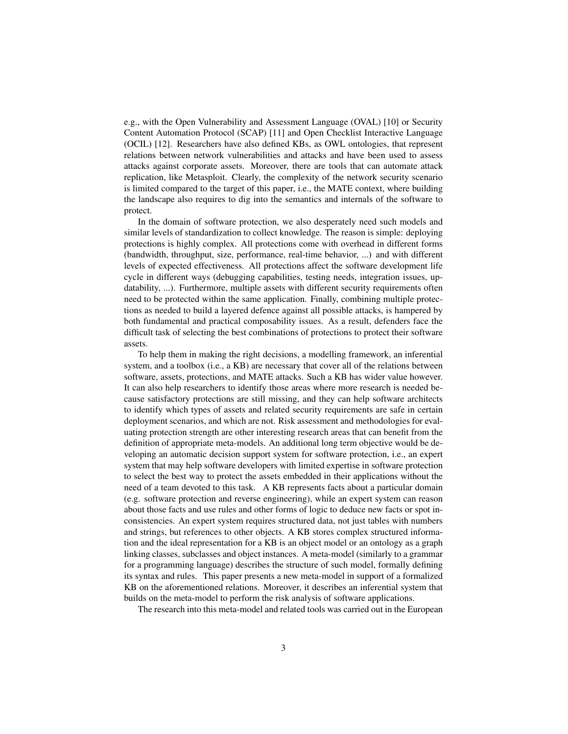e.g., with the Open Vulnerability and Assessment Language (OVAL) [10] or Security Content Automation Protocol (SCAP) [11] and Open Checklist Interactive Language (OCIL) [12]. Researchers have also defined KBs, as OWL ontologies, that represent relations between network vulnerabilities and attacks and have been used to assess attacks against corporate assets. Moreover, there are tools that can automate attack replication, like Metasploit. Clearly, the complexity of the network security scenario is limited compared to the target of this paper, i.e., the MATE context, where building the landscape also requires to dig into the semantics and internals of the software to protect.

In the domain of software protection, we also desperately need such models and similar levels of standardization to collect knowledge. The reason is simple: deploying protections is highly complex. All protections come with overhead in different forms (bandwidth, throughput, size, performance, real-time behavior, ...) and with different levels of expected effectiveness. All protections affect the software development life cycle in different ways (debugging capabilities, testing needs, integration issues, updatability, ...). Furthermore, multiple assets with different security requirements often need to be protected within the same application. Finally, combining multiple protections as needed to build a layered defence against all possible attacks, is hampered by both fundamental and practical composability issues. As a result, defenders face the difficult task of selecting the best combinations of protections to protect their software assets.

To help them in making the right decisions, a modelling framework, an inferential system, and a toolbox (i.e., a KB) are necessary that cover all of the relations between software, assets, protections, and MATE attacks. Such a KB has wider value however. It can also help researchers to identify those areas where more research is needed because satisfactory protections are still missing, and they can help software architects to identify which types of assets and related security requirements are safe in certain deployment scenarios, and which are not. Risk assessment and methodologies for evaluating protection strength are other interesting research areas that can benefit from the definition of appropriate meta-models. An additional long term objective would be developing an automatic decision support system for software protection, i.e., an expert system that may help software developers with limited expertise in software protection to select the best way to protect the assets embedded in their applications without the need of a team devoted to this task. A KB represents facts about a particular domain (e.g. software protection and reverse engineering), while an expert system can reason about those facts and use rules and other forms of logic to deduce new facts or spot inconsistencies. An expert system requires structured data, not just tables with numbers and strings, but references to other objects. A KB stores complex structured information and the ideal representation for a KB is an object model or an ontology as a graph linking classes, subclasses and object instances. A meta-model (similarly to a grammar for a programming language) describes the structure of such model, formally defining its syntax and rules. This paper presents a new meta-model in support of a formalized KB on the aforementioned relations. Moreover, it describes an inferential system that builds on the meta-model to perform the risk analysis of software applications.

The research into this meta-model and related tools was carried out in the European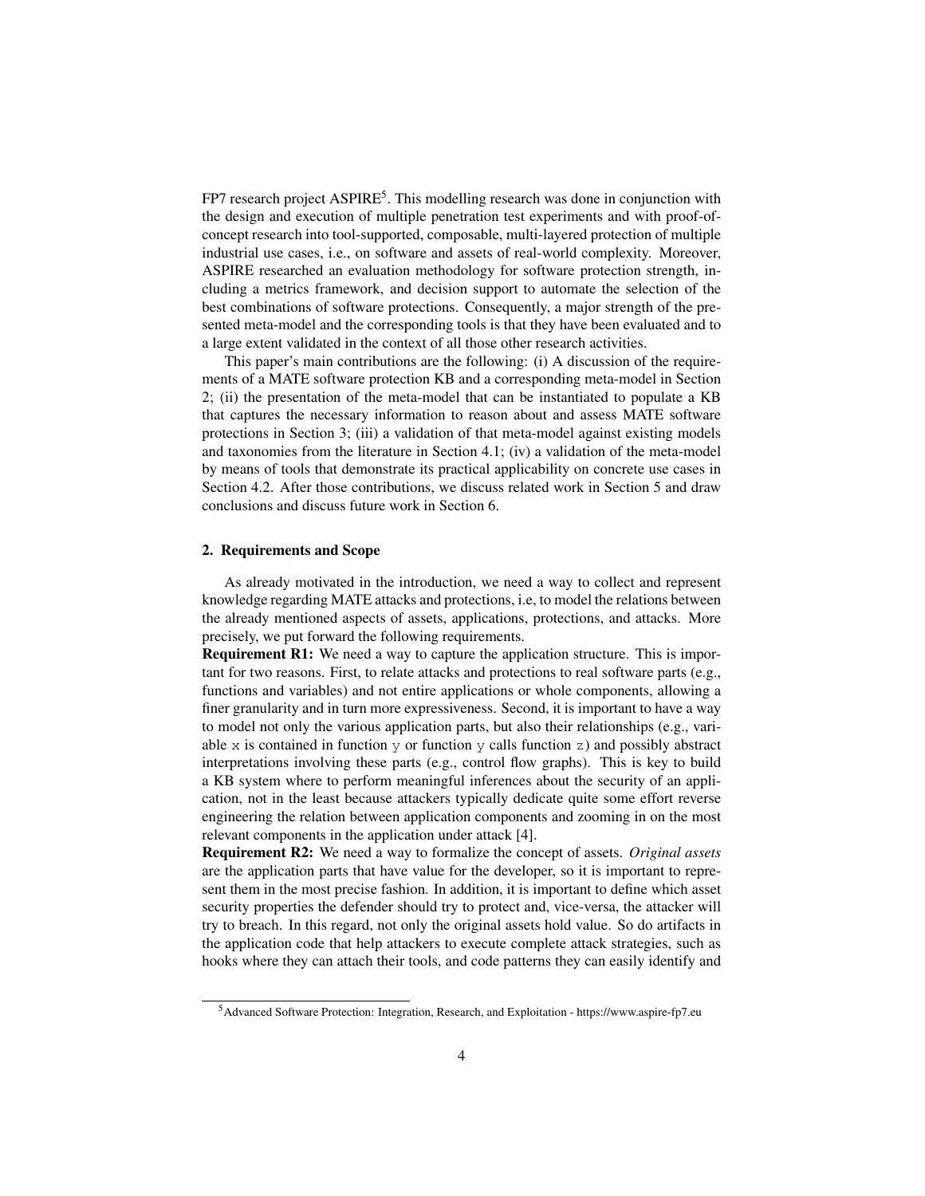FP7 research project ASPIRE[5]. This modelling research was done in conjunction with the design and execution of multiple penetration test experiments and with proof-of-concept research into tool-supported, composable, multi-layered protection of multiple industrial use cases, i.e., on software and assets of real-world complexity. Moreover, ASPIRE researched an evaluation methodology for software protection strength, including a metrics framework, and decision support to automate the selection of the best combinations of software protections. Consequently, a major strength of the presented meta-model and the corresponding tools is that they have been evaluated and to a large extent validated in the context of all those other research activities.

This paper's main contributions are the following: (i) A discussion of the requirements of a MATE software protection KB and a corresponding meta-model in Section 2; (ii) the presentation of the meta-model that can be instantiated to populate a KB that captures the necessary information to reason about and assess MATE software protections in Section 3; (iii) a validation of that meta-model against existing models and taxonomies from the literature in Section 4.1; (iv) a validation of the meta-model by means of tools that demonstrate its practical applicability on concrete use cases in Section 4.2. After those contributions, we discuss related work in Section 5 and draw conclusions and discuss future work in Section 6.

## 2. Requirements and Scope

As already motivated in the introduction, we need a way to collect and represent knowledge regarding MATE attacks and protections, i.e, to model the relations between the already mentioned aspects of assets, applications, protections, and attacks. More precisely, we put forward the following requirements.

**Requirement R1:** We need a way to capture the application structure. This is important for two reasons. First, to relate attacks and protections to real software parts (e.g., functions and variables) and not entire applications or whole components, allowing a finer granularity and in turn more expressiveness. Second, it is important to have a way to model not only the various application parts, but also their relationships (e.g., variable `x` is contained in function `y` or function `y` calls function `z`) and possibly abstract interpretations involving these parts (e.g., control flow graphs). This is key to build a KB system where to perform meaningful inferences about the security of an application, not in the least because attackers typically dedicate quite some effort reverse engineering the relation between application components and zooming in on the most relevant components in the application under attack [4].

**Requirement R2:** We need a way to formalize the concept of assets. *Original assets* are the application parts that have value for the developer, so it is important to represent them in the most precise fashion. In addition, it is important to define which asset security properties the defender should try to protect and, vice-versa, the attacker will try to breach. In this regard, not only the original assets hold value. So do artifacts in the application code that help attackers to execute complete attack strategies, such as hooks where they can attach their tools, and code patterns they can easily identify and

[5] Advanced Software Protection: Integration, Research, and Exploitation - https://www.aspire-fp7.eu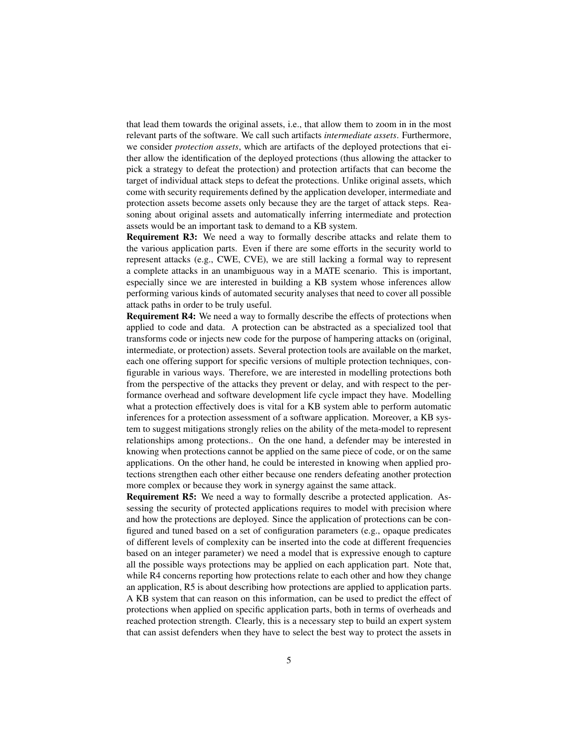that lead them towards the original assets, i.e., that allow them to zoom in in the most relevant parts of the software. We call such artifacts *intermediate assets*. Furthermore, we consider *protection assets*, which are artifacts of the deployed protections that either allow the identification of the deployed protections (thus allowing the attacker to pick a strategy to defeat the protection) and protection artifacts that can become the target of individual attack steps to defeat the protections. Unlike original assets, which come with security requirements defined by the application developer, intermediate and protection assets become assets only because they are the target of attack steps. Reasoning about original assets and automatically inferring intermediate and protection assets would be an important task to demand to a KB system.

**Requirement R3:** We need a way to formally describe attacks and relate them to the various application parts. Even if there are some efforts in the security world to represent attacks (e.g., CWE, CVE), we are still lacking a formal way to represent a complete attacks in an unambiguous way in a MATE scenario. This is important, especially since we are interested in building a KB system whose inferences allow performing various kinds of automated security analyses that need to cover all possible attack paths in order to be truly useful.

**Requirement R4:** We need a way to formally describe the effects of protections when applied to code and data. A protection can be abstracted as a specialized tool that transforms code or injects new code for the purpose of hampering attacks on (original, intermediate, or protection) assets. Several protection tools are available on the market, each one offering support for specific versions of multiple protection techniques, configurable in various ways. Therefore, we are interested in modelling protections both from the perspective of the attacks they prevent or delay, and with respect to the performance overhead and software development life cycle impact they have. Modelling what a protection effectively does is vital for a KB system able to perform automatic inferences for a protection assessment of a software application. Moreover, a KB system to suggest mitigations strongly relies on the ability of the meta-model to represent relationships among protections.. On the one hand, a defender may be interested in knowing when protections cannot be applied on the same piece of code, or on the same applications. On the other hand, he could be interested in knowing when applied protections strengthen each other either because one renders defeating another protection more complex or because they work in synergy against the same attack.

**Requirement R5:** We need a way to formally describe a protected application. Assessing the security of protected applications requires to model with precision where and how the protections are deployed. Since the application of protections can be configured and tuned based on a set of configuration parameters (e.g., opaque predicates of different levels of complexity can be inserted into the code at different frequencies based on an integer parameter) we need a model that is expressive enough to capture all the possible ways protections may be applied on each application part. Note that, while R4 concerns reporting how protections relate to each other and how they change an application, R5 is about describing how protections are applied to application parts. A KB system that can reason on this information, can be used to predict the effect of protections when applied on specific application parts, both in terms of overheads and reached protection strength. Clearly, this is a necessary step to build an expert system that can assist defenders when they have to select the best way to protect the assets in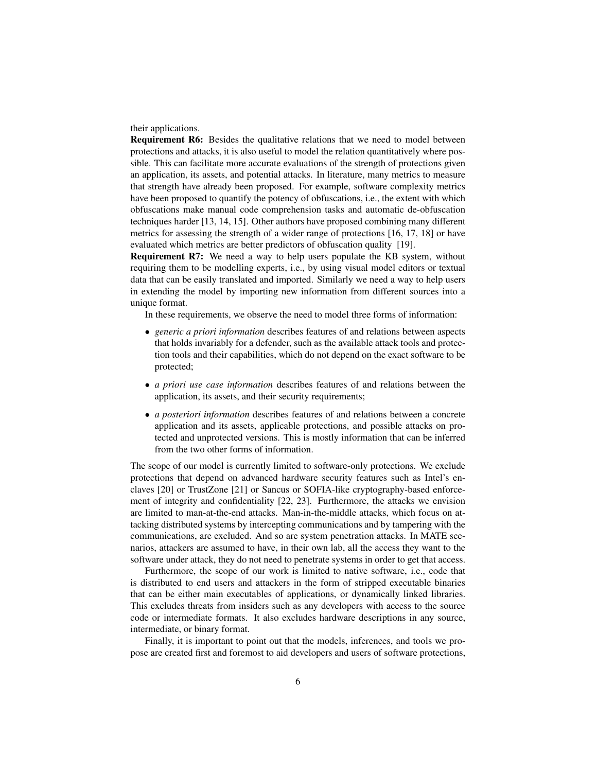their applications.

**Requirement R6:** Besides the qualitative relations that we need to model between protections and attacks, it is also useful to model the relation quantitatively where possible. This can facilitate more accurate evaluations of the strength of protections given an application, its assets, and potential attacks. In literature, many metrics to measure that strength have already been proposed. For example, software complexity metrics have been proposed to quantify the potency of obfuscations, i.e., the extent with which obfuscations make manual code comprehension tasks and automatic de-obfuscation techniques harder [13, 14, 15]. Other authors have proposed combining many different metrics for assessing the strength of a wider range of protections [16, 17, 18] or have evaluated which metrics are better predictors of obfuscation quality [19].

**Requirement R7:** We need a way to help users populate the KB system, without requiring them to be modelling experts, i.e., by using visual model editors or textual data that can be easily translated and imported. Similarly we need a way to help users in extending the model by importing new information from different sources into a unique format.

In these requirements, we observe the need to model three forms of information:

- *generic a priori information* describes features of and relations between aspects that holds invariably for a defender, such as the available attack tools and protection tools and their capabilities, which do not depend on the exact software to be protected;
- *a priori use case information* describes features of and relations between the application, its assets, and their security requirements;
- *a posteriori information* describes features of and relations between a concrete application and its assets, applicable protections, and possible attacks on protected and unprotected versions. This is mostly information that can be inferred from the two other forms of information.

The scope of our model is currently limited to software-only protections. We exclude protections that depend on advanced hardware security features such as Intel's enclaves [20] or TrustZone [21] or Sancus or SOFIA-like cryptography-based enforcement of integrity and confidentiality [22, 23]. Furthermore, the attacks we envision are limited to man-at-the-end attacks. Man-in-the-middle attacks, which focus on attacking distributed systems by intercepting communications and by tampering with the communications, are excluded. And so are system penetration attacks. In MATE scenarios, attackers are assumed to have, in their own lab, all the access they want to the software under attack, they do not need to penetrate systems in order to get that access.

Furthermore, the scope of our work is limited to native software, i.e., code that is distributed to end users and attackers in the form of stripped executable binaries that can be either main executables of applications, or dynamically linked libraries. This excludes threats from insiders such as any developers with access to the source code or intermediate formats. It also excludes hardware descriptions in any source, intermediate, or binary format.

Finally, it is important to point out that the models, inferences, and tools we propose are created first and foremost to aid developers and users of software protections,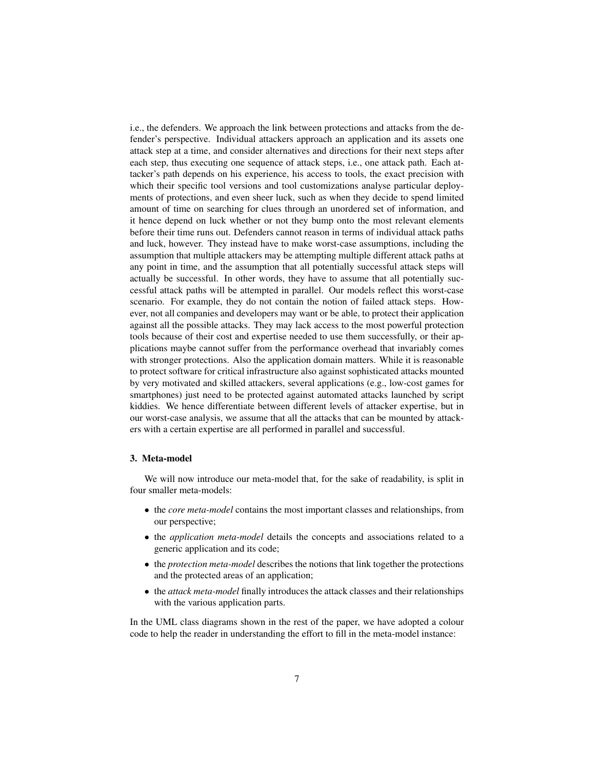i.e., the defenders. We approach the link between protections and attacks from the defender's perspective. Individual attackers approach an application and its assets one attack step at a time, and consider alternatives and directions for their next steps after each step, thus executing one sequence of attack steps, i.e., one attack path. Each attacker's path depends on his experience, his access to tools, the exact precision with which their specific tool versions and tool customizations analyse particular deployments of protections, and even sheer luck, such as when they decide to spend limited amount of time on searching for clues through an unordered set of information, and it hence depend on luck whether or not they bump onto the most relevant elements before their time runs out. Defenders cannot reason in terms of individual attack paths and luck, however. They instead have to make worst-case assumptions, including the assumption that multiple attackers may be attempting multiple different attack paths at any point in time, and the assumption that all potentially successful attack steps will actually be successful. In other words, they have to assume that all potentially successful attack paths will be attempted in parallel. Our models reflect this worst-case scenario. For example, they do not contain the notion of failed attack steps. However, not all companies and developers may want or be able, to protect their application against all the possible attacks. They may lack access to the most powerful protection tools because of their cost and expertise needed to use them successfully, or their applications maybe cannot suffer from the performance overhead that invariably comes with stronger protections. Also the application domain matters. While it is reasonable to protect software for critical infrastructure also against sophisticated attacks mounted by very motivated and skilled attackers, several applications (e.g., low-cost games for smartphones) just need to be protected against automated attacks launched by script kiddies. We hence differentiate between different levels of attacker expertise, but in our worst-case analysis, we assume that all the attacks that can be mounted by attackers with a certain expertise are all performed in parallel and successful.

## 3. Meta-model

We will now introduce our meta-model that, for the sake of readability, is split in four smaller meta-models:

- the *core meta-model* contains the most important classes and relationships, from our perspective;
- the *application meta-model* details the concepts and associations related to a generic application and its code;
- the *protection meta-model* describes the notions that link together the protections and the protected areas of an application;
- the *attack meta-model* finally introduces the attack classes and their relationships with the various application parts.

In the UML class diagrams shown in the rest of the paper, we have adopted a colour code to help the reader in understanding the effort to fill in the meta-model instance: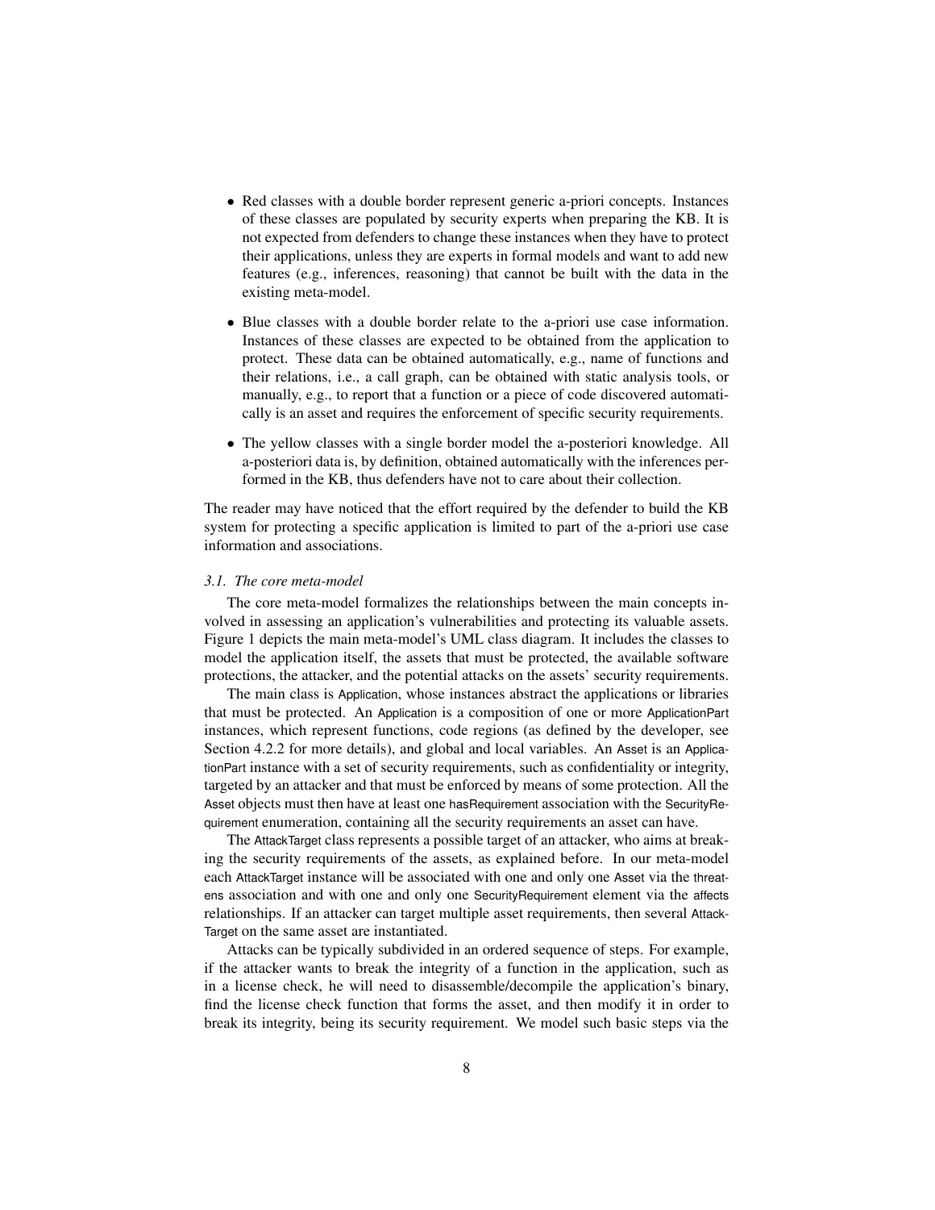- Red classes with a double border represent generic a-priori concepts. Instances of these classes are populated by security experts when preparing the KB. It is not expected from defenders to change these instances when they have to protect their applications, unless they are experts in formal models and want to add new features (e.g., inferences, reasoning) that cannot be built with the data in the existing meta-model.
- Blue classes with a double border relate to the a-priori use case information. Instances of these classes are expected to be obtained from the application to protect. These data can be obtained automatically, e.g., name of functions and their relations, i.e., a call graph, can be obtained with static analysis tools, or manually, e.g., to report that a function or a piece of code discovered automatically is an asset and requires the enforcement of specific security requirements.
- The yellow classes with a single border model the a-posteriori knowledge. All a-posteriori data is, by definition, obtained automatically with the inferences performed in the KB, thus defenders have not to care about their collection.

The reader may have noticed that the effort required by the defender to build the KB system for protecting a specific application is limited to part of the a-priori use case information and associations.

### *3.1. The core meta-model*

The core meta-model formalizes the relationships between the main concepts involved in assessing an application's vulnerabilities and protecting its valuable assets. Figure 1 depicts the main meta-model's UML class diagram. It includes the classes to model the application itself, the assets that must be protected, the available software protections, the attacker, and the potential attacks on the assets' security requirements.

The main class is Application, whose instances abstract the applications or libraries that must be protected. An Application is a composition of one or more ApplicationPart instances, which represent functions, code regions (as defined by the developer, see Section 4.2.2 for more details), and global and local variables. An Asset is an ApplicationPart instance with a set of security requirements, such as confidentiality or integrity, targeted by an attacker and that must be enforced by means of some protection. All the Asset objects must then have at least one hasRequirement association with the SecurityRequirement enumeration, containing all the security requirements an asset can have.

The AttackTarget class represents a possible target of an attacker, who aims at breaking the security requirements of the assets, as explained before. In our meta-model each AttackTarget instance will be associated with one and only one Asset via the threatens association and with one and only one SecurityRequirement element via the affects relationships. If an attacker can target multiple asset requirements, then several AttackTarget on the same asset are instantiated.

Attacks can be typically subdivided in an ordered sequence of steps. For example, if the attacker wants to break the integrity of a function in the application, such as in a license check, he will need to disassemble/decompile the application's binary, find the license check function that forms the asset, and then modify it in order to break its integrity, being its security requirement. We model such basic steps via the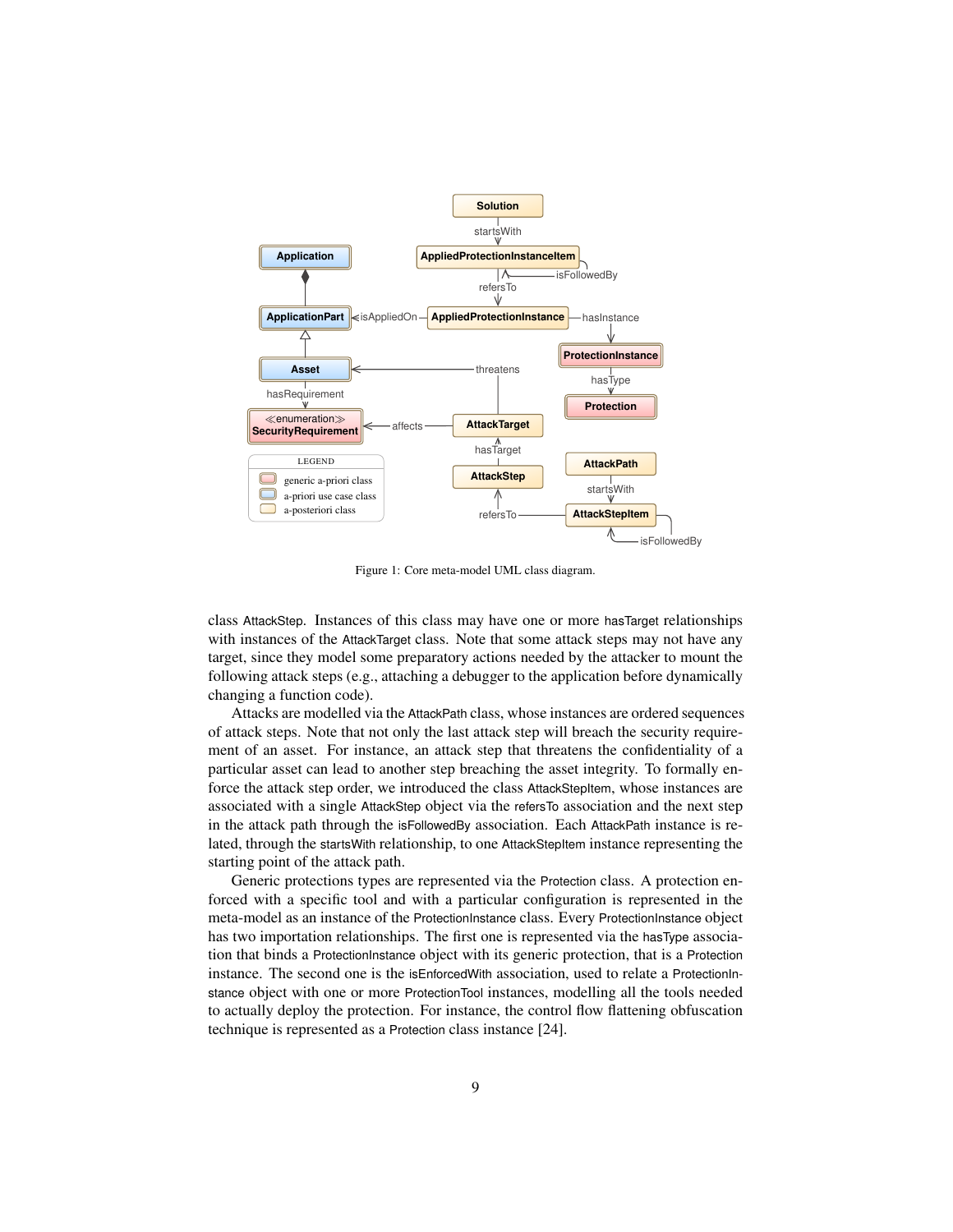Figure 1: Core meta-model UML class diagram.

class AttackStep. Instances of this class may have one or more hasTarget relationships with instances of the AttackTarget class. Note that some attack steps may not have any target, since they model some preparatory actions needed by the attacker to mount the following attack steps (e.g., attaching a debugger to the application before dynamically changing a function code).

Attacks are modelled via the AttackPath class, whose instances are ordered sequences of attack steps. Note that not only the last attack step will breach the security requirement of an asset. For instance, an attack step that threatens the confidentiality of a particular asset can lead to another step breaching the asset integrity. To formally enforce the attack step order, we introduced the class AttackStepItem, whose instances are associated with a single AttackStep object via the refersTo association and the next step in the attack path through the isFollowedBy association. Each AttackPath instance is related, through the startsWith relationship, to one AttackStepItem instance representing the starting point of the attack path.

Generic protections types are represented via the Protection class. A protection enforced with a specific tool and with a particular configuration is represented in the meta-model as an instance of the ProtectionInstance class. Every ProtectionInstance object has two importation relationships. The first one is represented via the hasType association that binds a ProtectionInstance object with its generic protection, that is a Protection instance. The second one is the isEnforcedWith association, used to relate a ProtectionInstance object with one or more ProtectionTool instances, modelling all the tools needed to actually deploy the protection. For instance, the control flow flattening obfuscation technique is represented as a Protection class instance [24].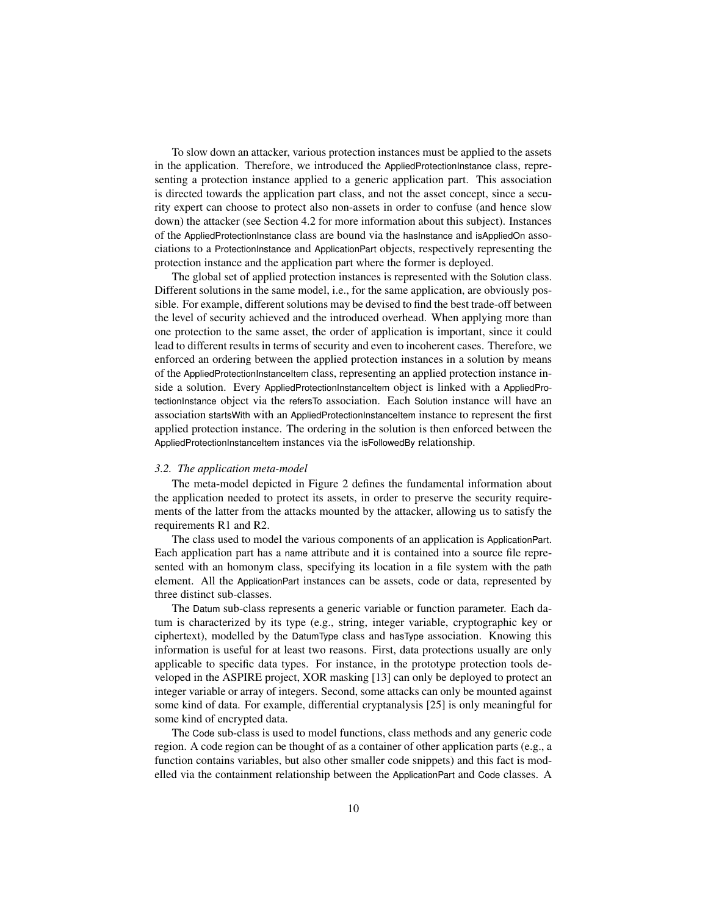To slow down an attacker, various protection instances must be applied to the assets in the application. Therefore, we introduced the AppliedProtectionInstance class, representing a protection instance applied to a generic application part. This association is directed towards the application part class, and not the asset concept, since a security expert can choose to protect also non-assets in order to confuse (and hence slow down) the attacker (see Section 4.2 for more information about this subject). Instances of the AppliedProtectionInstance class are bound via the hasInstance and isAppliedOn associations to a ProtectionInstance and ApplicationPart objects, respectively representing the protection instance and the application part where the former is deployed.

The global set of applied protection instances is represented with the Solution class. Different solutions in the same model, i.e., for the same application, are obviously possible. For example, different solutions may be devised to find the best trade-off between the level of security achieved and the introduced overhead. When applying more than one protection to the same asset, the order of application is important, since it could lead to different results in terms of security and even to incoherent cases. Therefore, we enforced an ordering between the applied protection instances in a solution by means of the AppliedProtectionInstanceItem class, representing an applied protection instance inside a solution. Every AppliedProtectionInstanceItem object is linked with a AppliedProtectionInstance object via the refersTo association. Each Solution instance will have an association startsWith with an AppliedProtectionInstanceItem instance to represent the first applied protection instance. The ordering in the solution is then enforced between the AppliedProtectionInstanceItem instances via the isFollowedBy relationship.

### *3.2. The application meta-model*

The meta-model depicted in Figure 2 defines the fundamental information about the application needed to protect its assets, in order to preserve the security requirements of the latter from the attacks mounted by the attacker, allowing us to satisfy the requirements R1 and R2.

The class used to model the various components of an application is ApplicationPart. Each application part has a name attribute and it is contained into a source file represented with an homonym class, specifying its location in a file system with the path element. All the ApplicationPart instances can be assets, code or data, represented by three distinct sub-classes.

The Datum sub-class represents a generic variable or function parameter. Each datum is characterized by its type (e.g., string, integer variable, cryptographic key or ciphertext), modelled by the DatumType class and hasType association. Knowing this information is useful for at least two reasons. First, data protections usually are only applicable to specific data types. For instance, in the prototype protection tools developed in the ASPIRE project, XOR masking [13] can only be deployed to protect an integer variable or array of integers. Second, some attacks can only be mounted against some kind of data. For example, differential cryptanalysis [25] is only meaningful for some kind of encrypted data.

The Code sub-class is used to model functions, class methods and any generic code region. A code region can be thought of as a container of other application parts (e.g., a function contains variables, but also other smaller code snippets) and this fact is modelled via the containment relationship between the ApplicationPart and Code classes. A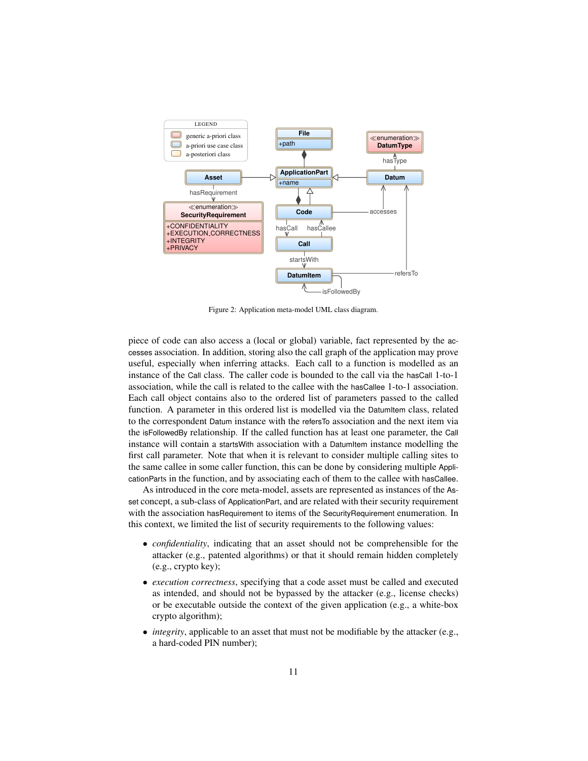Figure 2: Application meta-model UML class diagram.

piece of code can also access a (local or global) variable, fact represented by the accesses association. In addition, storing also the call graph of the application may prove useful, especially when inferring attacks. Each call to a function is modelled as an instance of the Call class. The caller code is bounded to the call via the hasCall 1-to-1 association, while the call is related to the callee with the hasCallee 1-to-1 association. Each call object contains also to the ordered list of parameters passed to the called function. A parameter in this ordered list is modelled via the DatumItem class, related to the correspondent Datum instance with the refersTo association and the next item via the isFollowedBy relationship. If the called function has at least one parameter, the Call instance will contain a startsWith association with a DatumItem instance modelling the first call parameter. Note that when it is relevant to consider multiple calling sites to the same callee in some caller function, this can be done by considering multiple ApplicationParts in the function, and by associating each of them to the callee with hasCallee.

As introduced in the core meta-model, assets are represented as instances of the Asset concept, a sub-class of ApplicationPart, and are related with their security requirement with the association hasRequirement to items of the SecurityRequirement enumeration. In this context, we limited the list of security requirements to the following values:

- *confidentiality*, indicating that an asset should not be comprehensible for the attacker (e.g., patented algorithms) or that it should remain hidden completely (e.g., crypto key);
- *execution correctness*, specifying that a code asset must be called and executed as intended, and should not be bypassed by the attacker (e.g., license checks) or be executable outside the context of the given application (e.g., a white-box crypto algorithm);
- *integrity*, applicable to an asset that must not be modifiable by the attacker (e.g., a hard-coded PIN number);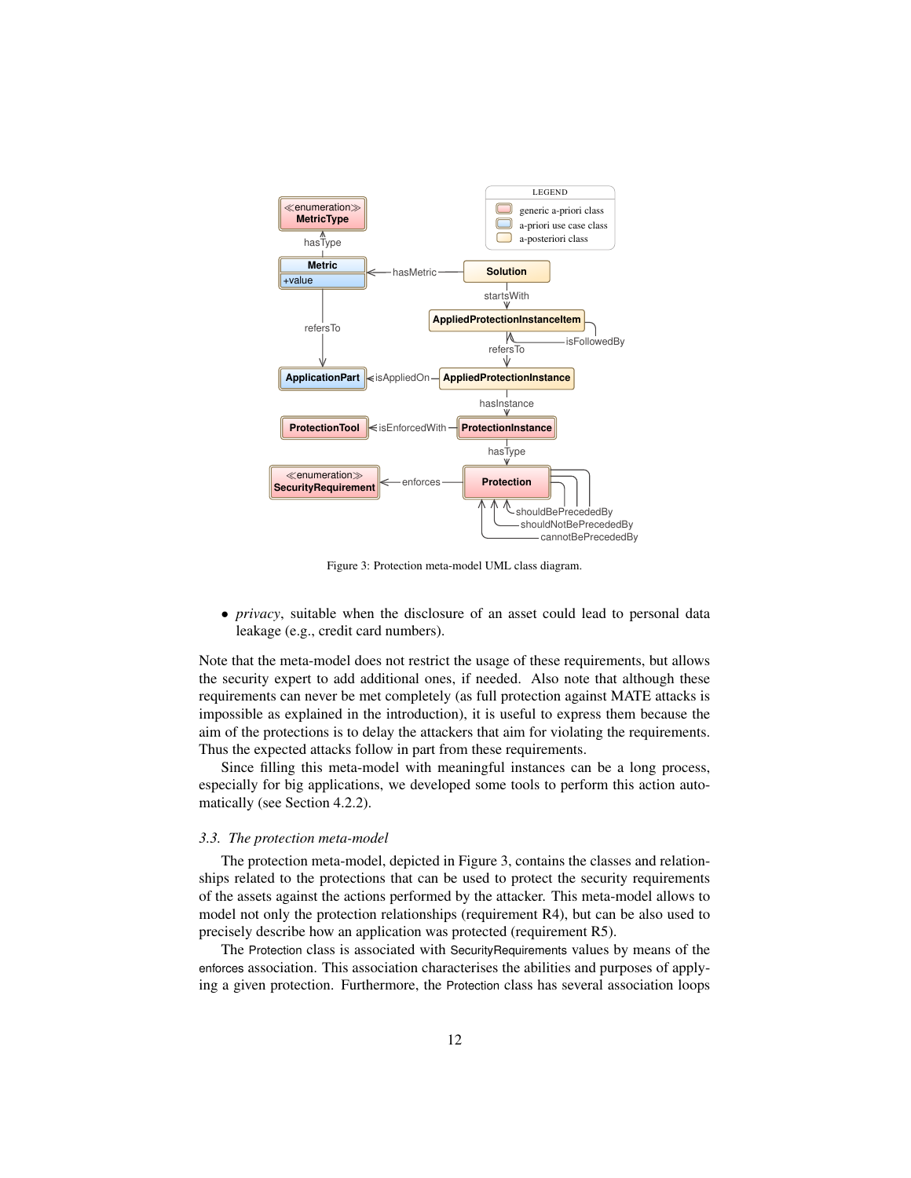Figure 3: Protection meta-model UML class diagram.

- *privacy*, suitable when the disclosure of an asset could lead to personal data leakage (e.g., credit card numbers).

Note that the meta-model does not restrict the usage of these requirements, but allows the security expert to add additional ones, if needed. Also note that although these requirements can never be met completely (as full protection against MATE attacks is impossible as explained in the introduction), it is useful to express them because the aim of the protections is to delay the attackers that aim for violating the requirements. Thus the expected attacks follow in part from these requirements.

Since filling this meta-model with meaningful instances can be a long process, especially for big applications, we developed some tools to perform this action automatically (see Section 4.2.2).

### 3.3. The protection meta-model

The protection meta-model, depicted in Figure 3, contains the classes and relationships related to the protections that can be used to protect the security requirements of the assets against the actions performed by the attacker. This meta-model allows to model not only the protection relationships (requirement R4), but can be also used to precisely describe how an application was protected (requirement R5).

The Protection class is associated with SecurityRequirements values by means of the enforces association. This association characterises the abilities and purposes of applying a given protection. Furthermore, the Protection class has several association loops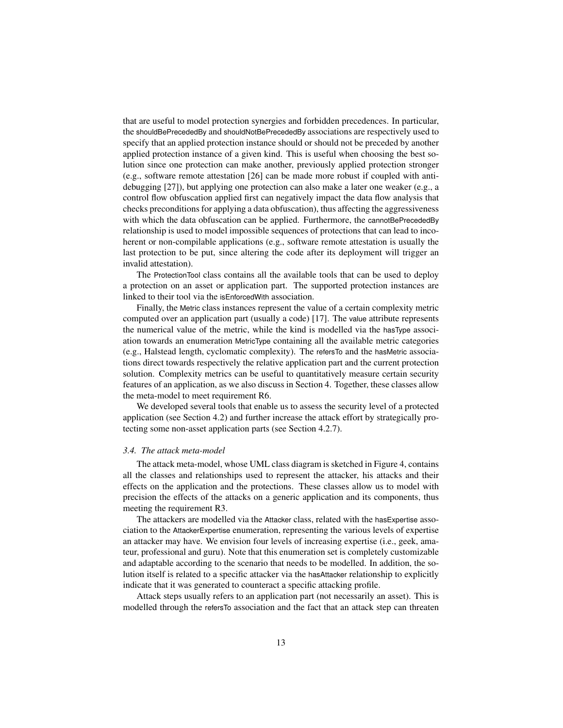that are useful to model protection synergies and forbidden precedences. In particular, the shouldBePrecededBy and shouldNotBePrecededBy associations are respectively used to specify that an applied protection instance should or should not be preceded by another applied protection instance of a given kind. This is useful when choosing the best solution since one protection can make another, previously applied protection stronger (e.g., software remote attestation [26] can be made more robust if coupled with anti-debugging [27]), but applying one protection can also make a later one weaker (e.g., a control flow obfuscation applied first can negatively impact the data flow analysis that checks preconditions for applying a data obfuscation), thus affecting the aggressiveness with which the data obfuscation can be applied. Furthermore, the cannotBePrecededBy relationship is used to model impossible sequences of protections that can lead to incoherent or non-compilable applications (e.g., software remote attestation is usually the last protection to be put, since altering the code after its deployment will trigger an invalid attestation).

The ProtectionTool class contains all the available tools that can be used to deploy a protection on an asset or application part. The supported protection instances are linked to their tool via the isEnforcedWith association.

Finally, the Metric class instances represent the value of a certain complexity metric computed over an application part (usually a code) [17]. The value attribute represents the numerical value of the metric, while the kind is modelled via the hasType association towards an enumeration MetricType containing all the available metric categories (e.g., Halstead length, cyclomatic complexity). The refersTo and the hasMetric associations direct towards respectively the relative application part and the current protection solution. Complexity metrics can be useful to quantitatively measure certain security features of an application, as we also discuss in Section 4. Together, these classes allow the meta-model to meet requirement R6.

We developed several tools that enable us to assess the security level of a protected application (see Section 4.2) and further increase the attack effort by strategically protecting some non-asset application parts (see Section 4.2.7).

### *3.4. The attack meta-model*

The attack meta-model, whose UML class diagram is sketched in Figure 4, contains all the classes and relationships used to represent the attacker, his attacks and their effects on the application and the protections. These classes allow us to model with precision the effects of the attacks on a generic application and its components, thus meeting the requirement R3.

The attackers are modelled via the Attacker class, related with the hasExpertise association to the AttackerExpertise enumeration, representing the various levels of expertise an attacker may have. We envision four levels of increasing expertise (i.e., geek, amateur, professional and guru). Note that this enumeration set is completely customizable and adaptable according to the scenario that needs to be modelled. In addition, the solution itself is related to a specific attacker via the hasAttacker relationship to explicitly indicate that it was generated to counteract a specific attacking profile.

Attack steps usually refers to an application part (not necessarily an asset). This is modelled through the refersTo association and the fact that an attack step can threaten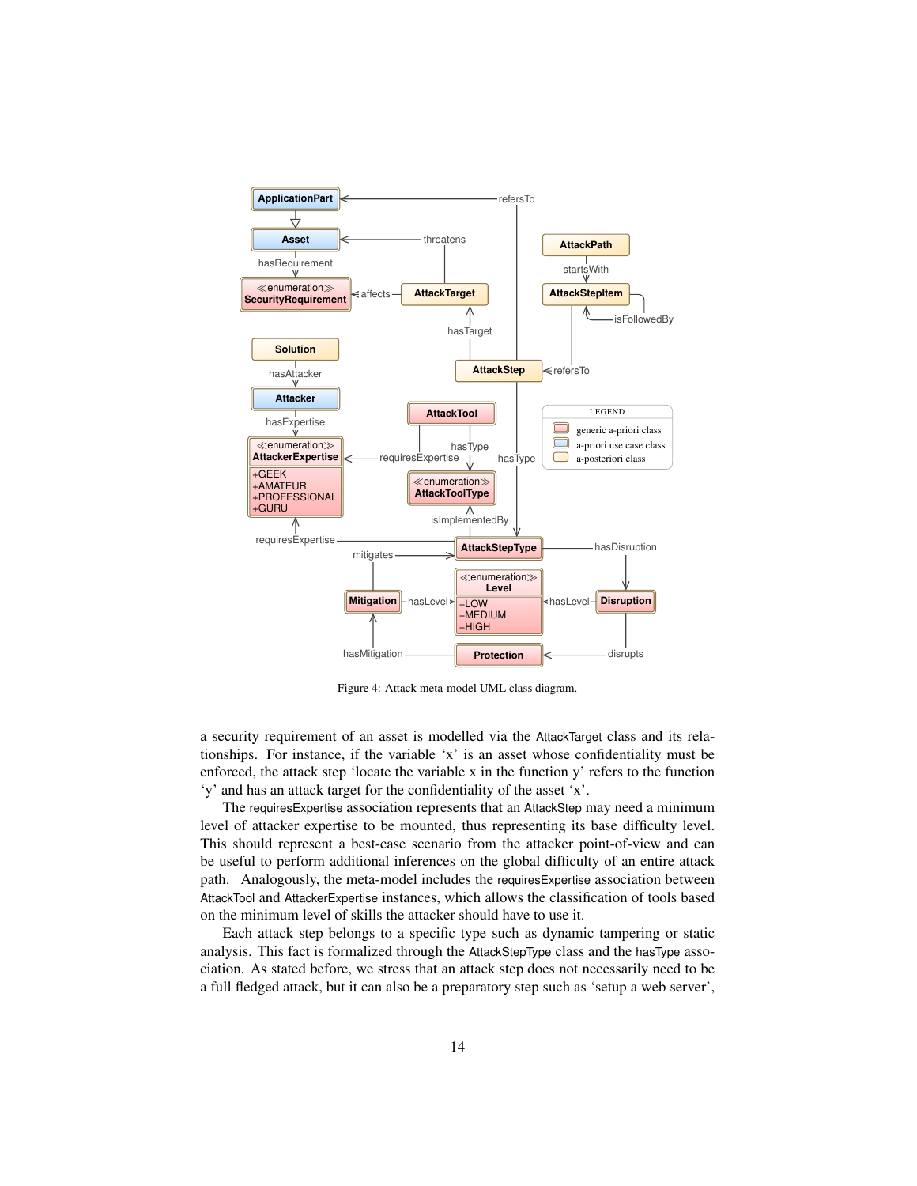Figure 4: Attack meta-model UML class diagram.

a security requirement of an asset is modelled via the AttackTarget class and its relationships. For instance, if the variable 'x' is an asset whose confidentiality must be enforced, the attack step 'locate the variable x in the function y' refers to the function 'y' and has an attack target for the confidentiality of the asset 'x'.

The requiresExpertise association represents that an AttackStep may need a minimum level of attacker expertise to be mounted, thus representing its base difficulty level. This should represent a best-case scenario from the attacker point-of-view and can be useful to perform additional inferences on the global difficulty of an entire attack path. Analogously, the meta-model includes the requiresExpertise association between AttackTool and AttackerExpertise instances, which allows the classification of tools based on the minimum level of skills the attacker should have to use it.

Each attack step belongs to a specific type such as dynamic tampering or static analysis. This fact is formalized through the AttackStepType class and the hasType association. As stated before, we stress that an attack step does not necessarily need to be a full fledged attack, but it can also be a preparatory step such as 'setup a web server',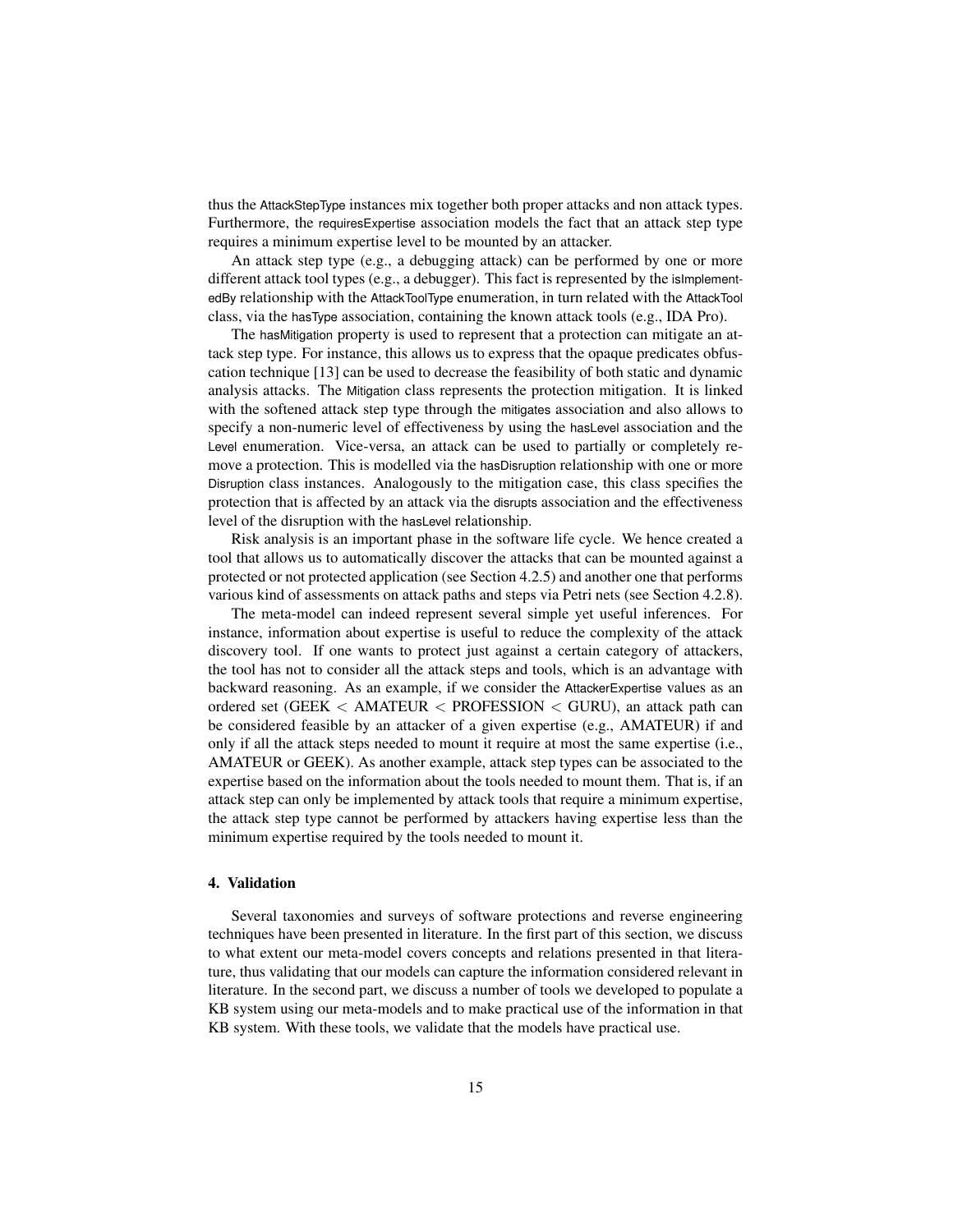thus the AttackStepType instances mix together both proper attacks and non attack types. Furthermore, the requiresExpertise association models the fact that an attack step type requires a minimum expertise level to be mounted by an attacker.

An attack step type (e.g., a debugging attack) can be performed by one or more different attack tool types (e.g., a debugger). This fact is represented by the isImplementedBy relationship with the AttackToolType enumeration, in turn related with the AttackTool class, via the hasType association, containing the known attack tools (e.g., IDA Pro).

The hasMitigation property is used to represent that a protection can mitigate an attack step type. For instance, this allows us to express that the opaque predicates obfuscation technique [13] can be used to decrease the feasibility of both static and dynamic analysis attacks. The Mitigation class represents the protection mitigation. It is linked with the softened attack step type through the mitigates association and also allows to specify a non-numeric level of effectiveness by using the hasLevel association and the Level enumeration. Vice-versa, an attack can be used to partially or completely remove a protection. This is modelled via the hasDisruption relationship with one or more Disruption class instances. Analogously to the mitigation case, this class specifies the protection that is affected by an attack via the disrupts association and the effectiveness level of the disruption with the hasLevel relationship.

Risk analysis is an important phase in the software life cycle. We hence created a tool that allows us to automatically discover the attacks that can be mounted against a protected or not protected application (see Section 4.2.5) and another one that performs various kind of assessments on attack paths and steps via Petri nets (see Section 4.2.8).

The meta-model can indeed represent several simple yet useful inferences. For instance, information about expertise is useful to reduce the complexity of the attack discovery tool. If one wants to protect just against a certain category of attackers, the tool has not to consider all the attack steps and tools, which is an advantage with backward reasoning. As an example, if we consider the AttackerExpertise values as an ordered set (GEEK < AMATEUR < PROFESSION < GURU), an attack path can be considered feasible by an attacker of a given expertise (e.g., AMATEUR) if and only if all the attack steps needed to mount it require at most the same expertise (i.e., AMATEUR or GEEK). As another example, attack step types can be associated to the expertise based on the information about the tools needed to mount them. That is, if an attack step can only be implemented by attack tools that require a minimum expertise, the attack step type cannot be performed by attackers having expertise less than the minimum expertise required by the tools needed to mount it.

## 4. Validation

Several taxonomies and surveys of software protections and reverse engineering techniques have been presented in literature. In the first part of this section, we discuss to what extent our meta-model covers concepts and relations presented in that literature, thus validating that our models can capture the information considered relevant in literature. In the second part, we discuss a number of tools we developed to populate a KB system using our meta-models and to make practical use of the information in that KB system. With these tools, we validate that the models have practical use.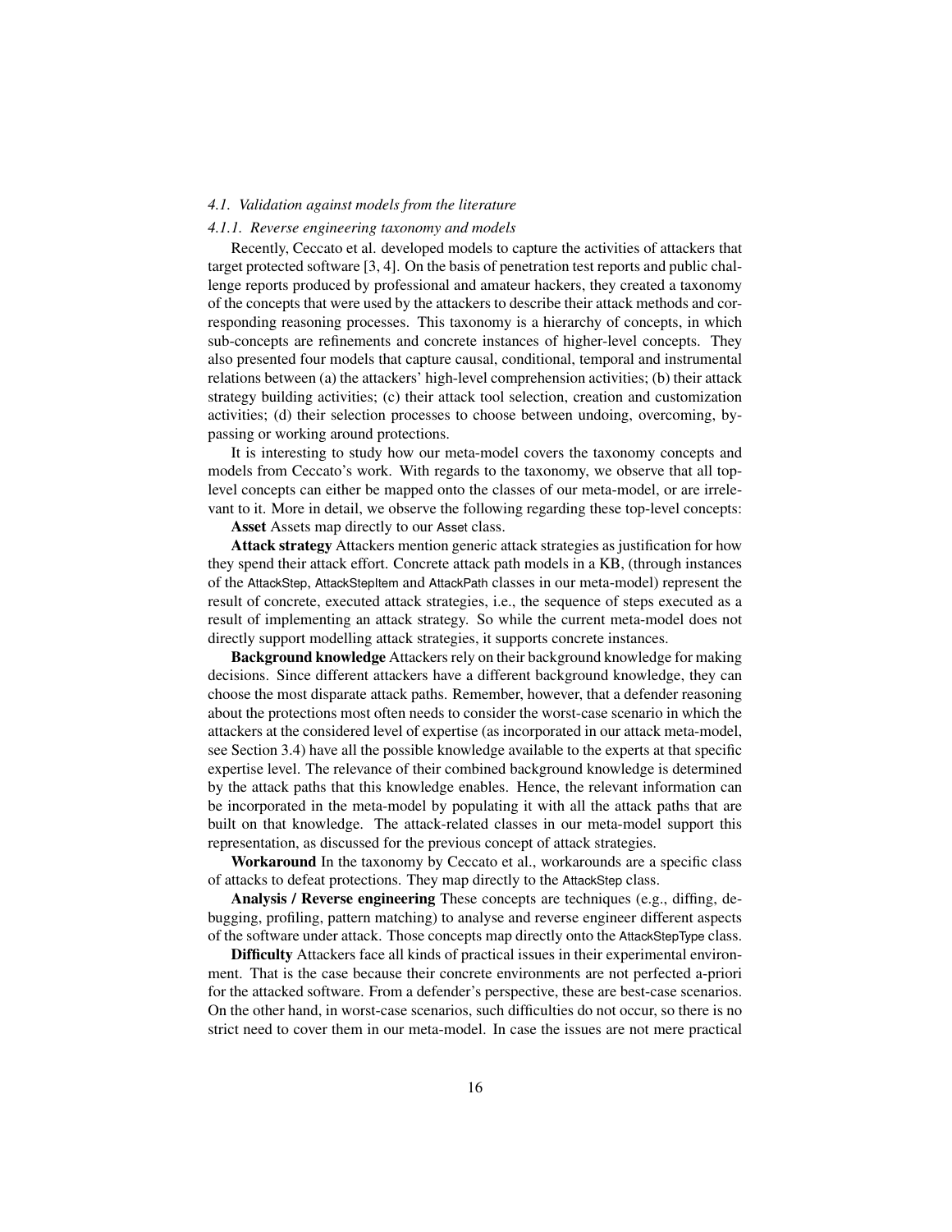### 4.1. Validation against models from the literature

#### 4.1.1. Reverse engineering taxonomy and models

Recently, Ceccato et al. developed models to capture the activities of attackers that target protected software [3, 4]. On the basis of penetration test reports and public challenge reports produced by professional and amateur hackers, they created a taxonomy of the concepts that were used by the attackers to describe their attack methods and corresponding reasoning processes. This taxonomy is a hierarchy of concepts, in which sub-concepts are refinements and concrete instances of higher-level concepts. They also presented four models that capture causal, conditional, temporal and instrumental relations between (a) the attackers' high-level comprehension activities; (b) their attack strategy building activities; (c) their attack tool selection, creation and customization activities; (d) their selection processes to choose between undoing, overcoming, bypassing or working around protections.

It is interesting to study how our meta-model covers the taxonomy concepts and models from Ceccato's work. With regards to the taxonomy, we observe that all top-level concepts can either be mapped onto the classes of our meta-model, or are irrelevant to it. More in detail, we observe the following regarding these top-level concepts:

**Asset** Assets map directly to our Asset class.

**Attack strategy** Attackers mention generic attack strategies as justification for how they spend their attack effort. Concrete attack path models in a KB, (through instances of the AttackStep, AttackStepItem and AttackPath classes in our meta-model) represent the result of concrete, executed attack strategies, i.e., the sequence of steps executed as a result of implementing an attack strategy. So while the current meta-model does not directly support modelling attack strategies, it supports concrete instances.

**Background knowledge** Attackers rely on their background knowledge for making decisions. Since different attackers have a different background knowledge, they can choose the most disparate attack paths. Remember, however, that a defender reasoning about the protections most often needs to consider the worst-case scenario in which the attackers at the considered level of expertise (as incorporated in our attack meta-model, see Section 3.4) have all the possible knowledge available to the experts at that specific expertise level. The relevance of their combined background knowledge is determined by the attack paths that this knowledge enables. Hence, the relevant information can be incorporated in the meta-model by populating it with all the attack paths that are built on that knowledge. The attack-related classes in our meta-model support this representation, as discussed for the previous concept of attack strategies.

**Workaround** In the taxonomy by Ceccato et al., workarounds are a specific class of attacks to defeat protections. They map directly to the AttackStep class.

**Analysis / Reverse engineering** These concepts are techniques (e.g., diffing, debugging, profiling, pattern matching) to analyse and reverse engineer different aspects of the software under attack. Those concepts map directly onto the AttackStepType class.

**Difficulty** Attackers face all kinds of practical issues in their experimental environment. That is the case because their concrete environments are not perfected a-priori for the attacked software. From a defender's perspective, these are best-case scenarios. On the other hand, in worst-case scenarios, such difficulties do not occur, so there is no strict need to cover them in our meta-model. In case the issues are not mere practical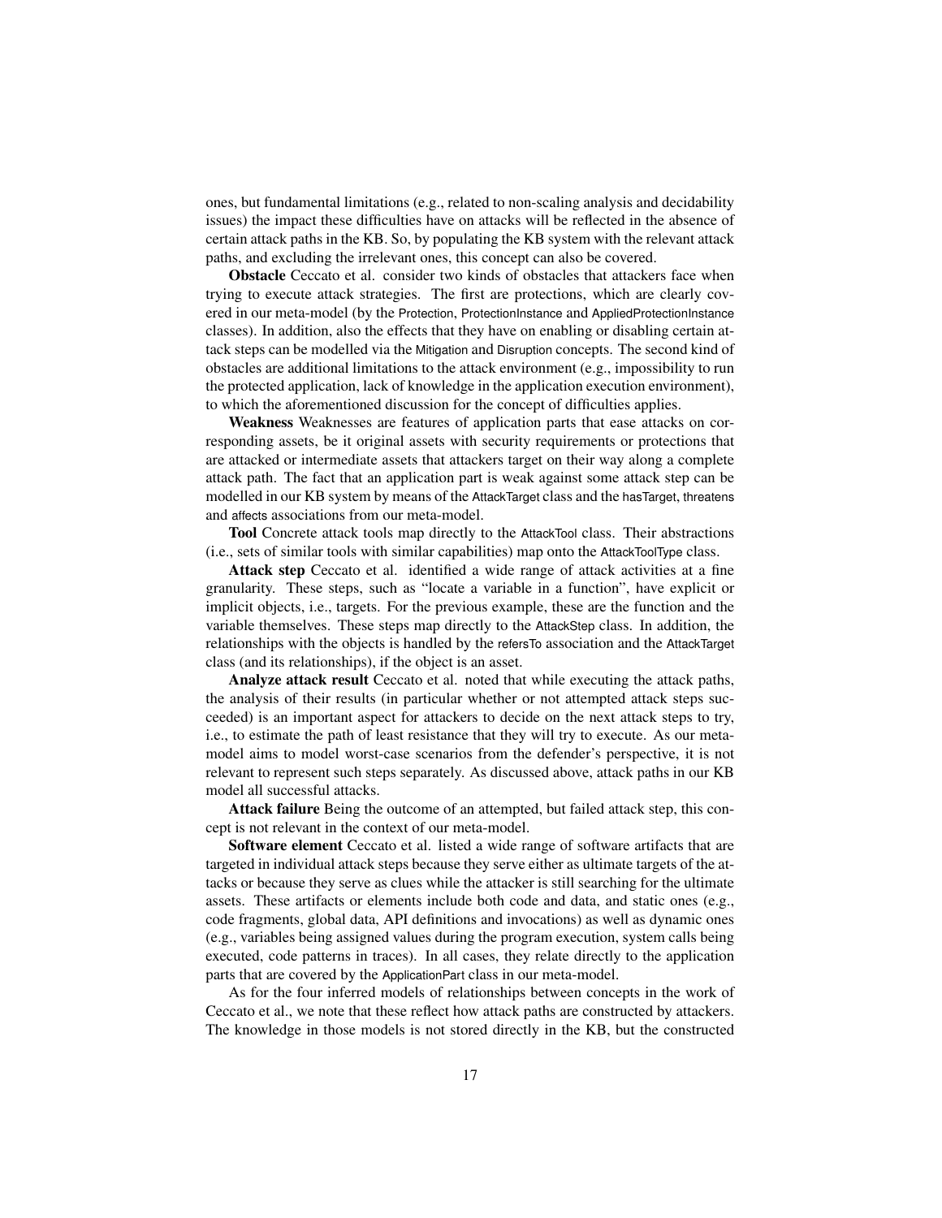ones, but fundamental limitations (e.g., related to non-scaling analysis and decidability issues) the impact these difficulties have on attacks will be reflected in the absence of certain attack paths in the KB. So, by populating the KB system with the relevant attack paths, and excluding the irrelevant ones, this concept can also be covered.

**Obstacle** Ceccato et al. consider two kinds of obstacles that attackers face when trying to execute attack strategies. The first are protections, which are clearly covered in our meta-model (by the Protection, ProtectionInstance and AppliedProtectionInstance classes). In addition, also the effects that they have on enabling or disabling certain attack steps can be modelled via the Mitigation and Disruption concepts. The second kind of obstacles are additional limitations to the attack environment (e.g., impossibility to run the protected application, lack of knowledge in the application execution environment), to which the aforementioned discussion for the concept of difficulties applies.

**Weakness** Weaknesses are features of application parts that ease attacks on corresponding assets, be it original assets with security requirements or protections that are attacked or intermediate assets that attackers target on their way along a complete attack path. The fact that an application part is weak against some attack step can be modelled in our KB system by means of the AttackTarget class and the hasTarget, threatens and affects associations from our meta-model.

**Tool** Concrete attack tools map directly to the AttackTool class. Their abstractions (i.e., sets of similar tools with similar capabilities) map onto the AttackToolType class.

**Attack step** Ceccato et al. identified a wide range of attack activities at a fine granularity. These steps, such as "locate a variable in a function", have explicit or implicit objects, i.e., targets. For the previous example, these are the function and the variable themselves. These steps map directly to the AttackStep class. In addition, the relationships with the objects is handled by the refersTo association and the AttackTarget class (and its relationships), if the object is an asset.

**Analyze attack result** Ceccato et al. noted that while executing the attack paths, the analysis of their results (in particular whether or not attempted attack steps succeeded) is an important aspect for attackers to decide on the next attack steps to try, i.e., to estimate the path of least resistance that they will try to execute. As our meta-model aims to model worst-case scenarios from the defender's perspective, it is not relevant to represent such steps separately. As discussed above, attack paths in our KB model all successful attacks.

**Attack failure** Being the outcome of an attempted, but failed attack step, this concept is not relevant in the context of our meta-model.

**Software element** Ceccato et al. listed a wide range of software artifacts that are targeted in individual attack steps because they serve either as ultimate targets of the attacks or because they serve as clues while the attacker is still searching for the ultimate assets. These artifacts or elements include both code and data, and static ones (e.g., code fragments, global data, API definitions and invocations) as well as dynamic ones (e.g., variables being assigned values during the program execution, system calls being executed, code patterns in traces). In all cases, they relate directly to the application parts that are covered by the ApplicationPart class in our meta-model.

As for the four inferred models of relationships between concepts in the work of Ceccato et al., we note that these reflect how attack paths are constructed by attackers. The knowledge in those models is not stored directly in the KB, but the constructed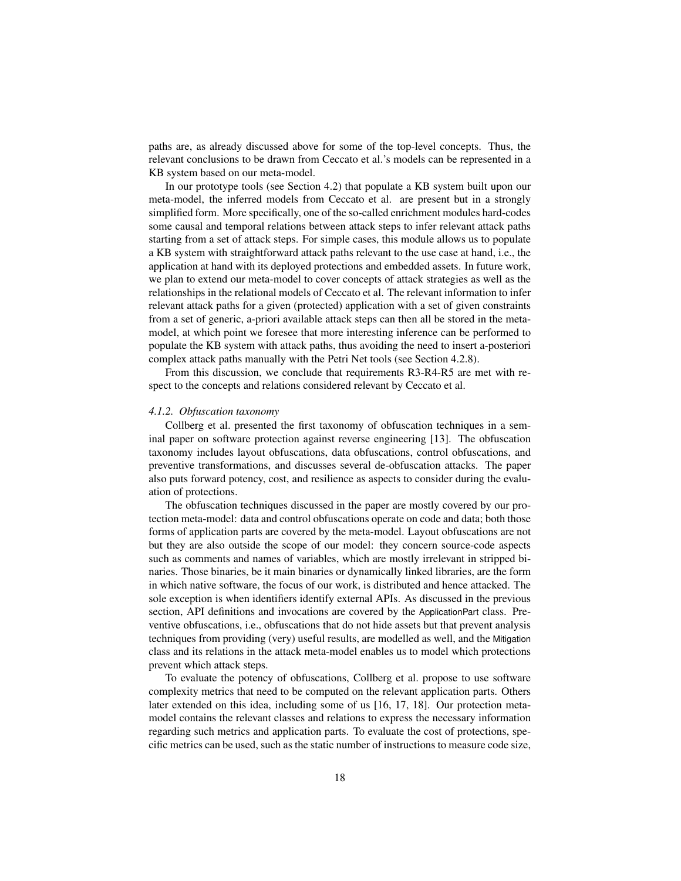paths are, as already discussed above for some of the top-level concepts. Thus, the relevant conclusions to be drawn from Ceccato et al.'s models can be represented in a KB system based on our meta-model.

In our prototype tools (see Section 4.2) that populate a KB system built upon our meta-model, the inferred models from Ceccato et al. are present but in a strongly simplified form. More specifically, one of the so-called enrichment modules hard-codes some causal and temporal relations between attack steps to infer relevant attack paths starting from a set of attack steps. For simple cases, this module allows us to populate a KB system with straightforward attack paths relevant to the use case at hand, i.e., the application at hand with its deployed protections and embedded assets. In future work, we plan to extend our meta-model to cover concepts of attack strategies as well as the relationships in the relational models of Ceccato et al. The relevant information to infer relevant attack paths for a given (protected) application with a set of given constraints from a set of generic, a-priori available attack steps can then all be stored in the meta-model, at which point we foresee that more interesting inference can be performed to populate the KB system with attack paths, thus avoiding the need to insert a-posteriori complex attack paths manually with the Petri Net tools (see Section 4.2.8).

From this discussion, we conclude that requirements R3-R4-R5 are met with respect to the concepts and relations considered relevant by Ceccato et al.

#### *4.1.2. Obfuscation taxonomy*

Collberg et al. presented the first taxonomy of obfuscation techniques in a seminal paper on software protection against reverse engineering [13]. The obfuscation taxonomy includes layout obfuscations, data obfuscations, control obfuscations, and preventive transformations, and discusses several de-obfuscation attacks. The paper also puts forward potency, cost, and resilience as aspects to consider during the evaluation of protections.

The obfuscation techniques discussed in the paper are mostly covered by our protection meta-model: data and control obfuscations operate on code and data; both those forms of application parts are covered by the meta-model. Layout obfuscations are not but they are also outside the scope of our model: they concern source-code aspects such as comments and names of variables, which are mostly irrelevant in stripped binaries. Those binaries, be it main binaries or dynamically linked libraries, are the form in which native software, the focus of our work, is distributed and hence attacked. The sole exception is when identifiers identify external APIs. As discussed in the previous section, API definitions and invocations are covered by the ApplicationPart class. Preventive obfuscations, i.e., obfuscations that do not hide assets but that prevent analysis techniques from providing (very) useful results, are modelled as well, and the Mitigation class and its relations in the attack meta-model enables us to model which protections prevent which attack steps.

To evaluate the potency of obfuscations, Collberg et al. propose to use software complexity metrics that need to be computed on the relevant application parts. Others later extended on this idea, including some of us [16, 17, 18]. Our protection meta-model contains the relevant classes and relations to express the necessary information regarding such metrics and application parts. To evaluate the cost of protections, specific metrics can be used, such as the static number of instructions to measure code size,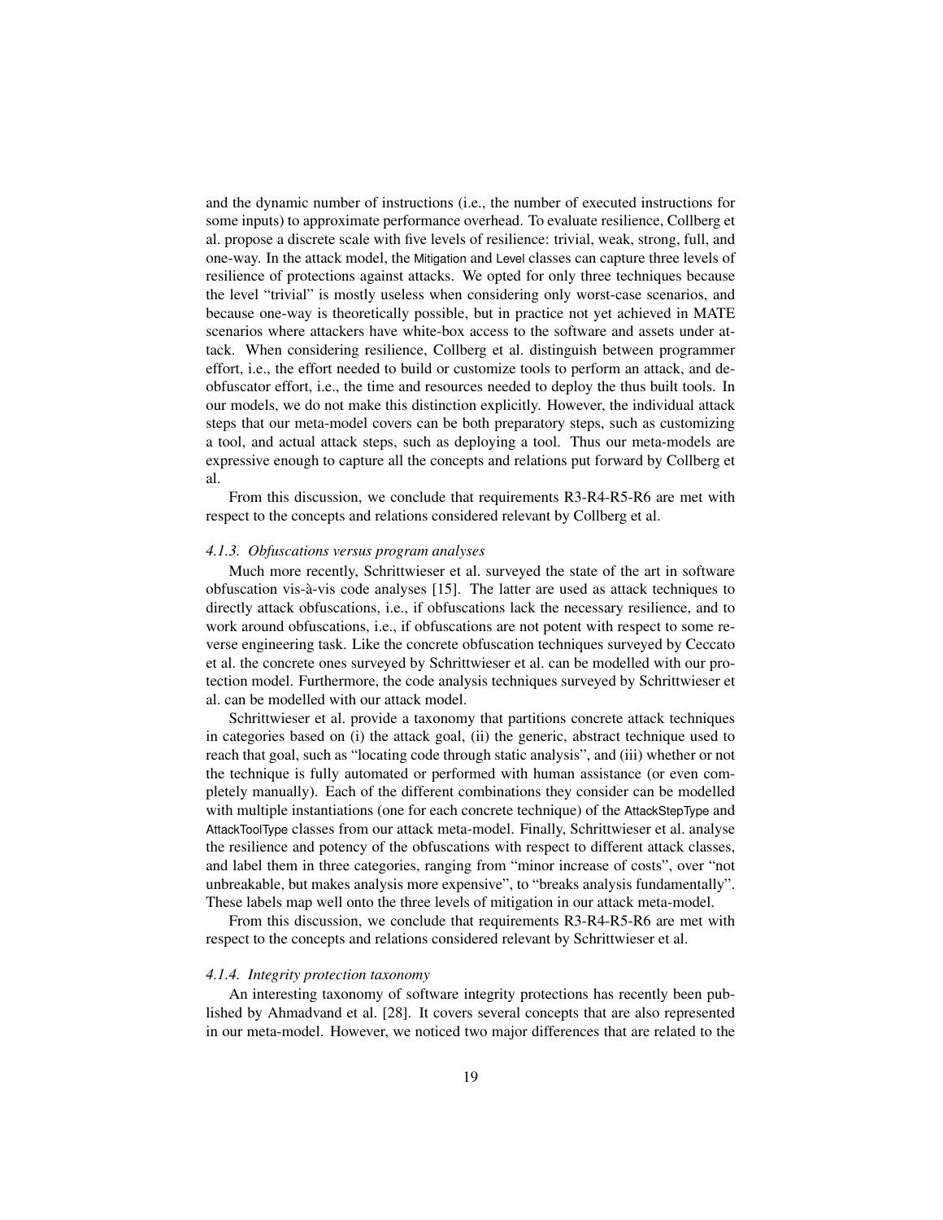and the dynamic number of instructions (i.e., the number of executed instructions for some inputs) to approximate performance overhead. To evaluate resilience, Collberg et al. propose a discrete scale with five levels of resilience: trivial, weak, strong, full, and one-way. In the attack model, the Mitigation and Level classes can capture three levels of resilience of protections against attacks. We opted for only three techniques because the level "trivial" is mostly useless when considering only worst-case scenarios, and because one-way is theoretically possible, but in practice not yet achieved in MATE scenarios where attackers have white-box access to the software and assets under attack. When considering resilience, Collberg et al. distinguish between programmer effort, i.e., the effort needed to build or customize tools to perform an attack, and deobfuscator effort, i.e., the time and resources needed to deploy the thus built tools. In our models, we do not make this distinction explicitly. However, the individual attack steps that our meta-model covers can be both preparatory steps, such as customizing a tool, and actual attack steps, such as deploying a tool. Thus our meta-models are expressive enough to capture all the concepts and relations put forward by Collberg et al.

From this discussion, we conclude that requirements R3-R4-R5-R6 are met with respect to the concepts and relations considered relevant by Collberg et al.

#### *4.1.3. Obfuscations versus program analyses*

Much more recently, Schrittwieser et al. surveyed the state of the art in software obfuscation vis-à-vis code analyses [15]. The latter are used as attack techniques to directly attack obfuscations, i.e., if obfuscations lack the necessary resilience, and to work around obfuscations, i.e., if obfuscations are not potent with respect to some reverse engineering task. Like the concrete obfuscation techniques surveyed by Ceccato et al. the concrete ones surveyed by Schrittwieser et al. can be modelled with our protection model. Furthermore, the code analysis techniques surveyed by Schrittwieser et al. can be modelled with our attack model.

Schrittwieser et al. provide a taxonomy that partitions concrete attack techniques in categories based on (i) the attack goal, (ii) the generic, abstract technique used to reach that goal, such as "locating code through static analysis", and (iii) whether or not the technique is fully automated or performed with human assistance (or even completely manually). Each of the different combinations they consider can be modelled with multiple instantiations (one for each concrete technique) of the AttackStepType and AttackToolType classes from our attack meta-model. Finally, Schrittwieser et al. analyse the resilience and potency of the obfuscations with respect to different attack classes, and label them in three categories, ranging from "minor increase of costs", over "not unbreakable, but makes analysis more expensive", to "breaks analysis fundamentally". These labels map well onto the three levels of mitigation in our attack meta-model.

From this discussion, we conclude that requirements R3-R4-R5-R6 are met with respect to the concepts and relations considered relevant by Schrittwieser et al.

#### *4.1.4. Integrity protection taxonomy*

An interesting taxonomy of software integrity protections has recently been published by Ahmadvand et al. [28]. It covers several concepts that are also represented in our meta-model. However, we noticed two major differences that are related to the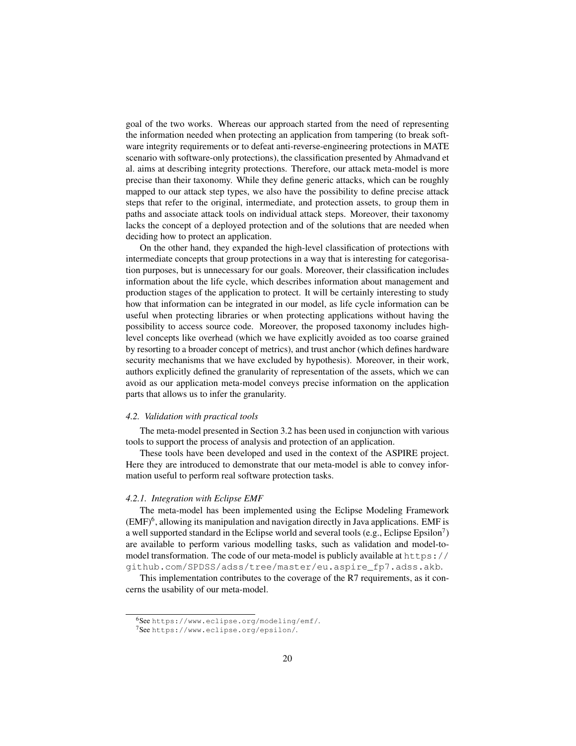goal of the two works. Whereas our approach started from the need of representing the information needed when protecting an application from tampering (to break software integrity requirements or to defeat anti-reverse-engineering protections in MATE scenario with software-only protections), the classification presented by Ahmadvand et al. aims at describing integrity protections. Therefore, our attack meta-model is more precise than their taxonomy. While they define generic attacks, which can be roughly mapped to our attack step types, we also have the possibility to define precise attack steps that refer to the original, intermediate, and protection assets, to group them in paths and associate attack tools on individual attack steps. Moreover, their taxonomy lacks the concept of a deployed protection and of the solutions that are needed when deciding how to protect an application.

On the other hand, they expanded the high-level classification of protections with intermediate concepts that group protections in a way that is interesting for categorisation purposes, but is unnecessary for our goals. Moreover, their classification includes information about the life cycle, which describes information about management and production stages of the application to protect. It will be certainly interesting to study how that information can be integrated in our model, as life cycle information can be useful when protecting libraries or when protecting applications without having the possibility to access source code. Moreover, the proposed taxonomy includes high-level concepts like overhead (which we have explicitly avoided as too coarse grained by resorting to a broader concept of metrics), and trust anchor (which defines hardware security mechanisms that we have excluded by hypothesis). Moreover, in their work, authors explicitly defined the granularity of representation of the assets, which we can avoid as our application meta-model conveys precise information on the application parts that allows us to infer the granularity.

### *4.2. Validation with practical tools*

The meta-model presented in Section 3.2 has been used in conjunction with various tools to support the process of analysis and protection of an application.

These tools have been developed and used in the context of the ASPIRE project. Here they are introduced to demonstrate that our meta-model is able to convey information useful to perform real software protection tasks.

#### *4.2.1. Integration with Eclipse EMF*

The meta-model has been implemented using the Eclipse Modeling Framework (EMF)[6], allowing its manipulation and navigation directly in Java applications. EMF is a well supported standard in the Eclipse world and several tools (e.g., Eclipse Epsilon[7]) are available to perform various modelling tasks, such as validation and model-to-model transformation. The code of our meta-model is publicly available at https://github.com/SPDSS/adss/tree/master/eu.aspire_fp7.adss.akb.

This implementation contributes to the coverage of the R7 requirements, as it concerns the usability of our meta-model.

[6] See https://www.eclipse.org/modeling/emf/.

[7] See https://www.eclipse.org/epsilon/.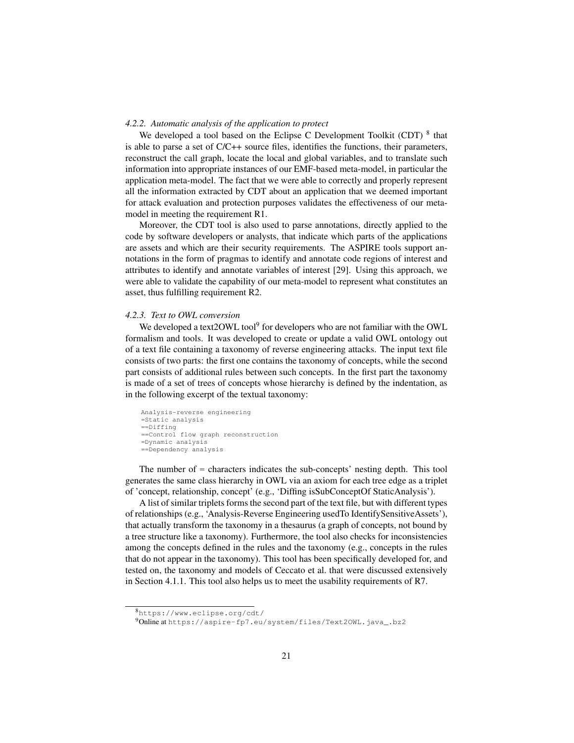#### *4.2.2. Automatic analysis of the application to protect*

We developed a tool based on the Eclipse C Development Toolkit (CDT) [8] that is able to parse a set of C/C++ source files, identifies the functions, their parameters, reconstruct the call graph, locate the local and global variables, and to translate such information into appropriate instances of our EMF-based meta-model, in particular the application meta-model. The fact that we were able to correctly and properly represent all the information extracted by CDT about an application that we deemed important for attack evaluation and protection purposes validates the effectiveness of our meta-model in meeting the requirement R1.

Moreover, the CDT tool is also used to parse annotations, directly applied to the code by software developers or analysts, that indicate which parts of the applications are assets and which are their security requirements. The ASPIRE tools support annotations in the form of pragmas to identify and annotate code regions of interest and attributes to identify and annotate variables of interest [29]. Using this approach, we were able to validate the capability of our meta-model to represent what constitutes an asset, thus fulfilling requirement R2.

#### *4.2.3. Text to OWL conversion*

We developed a text2OWL tool[9] for developers who are not familiar with the OWL formalism and tools. It was developed to create or update a valid OWL ontology out of a text file containing a taxonomy of reverse engineering attacks. The input text file consists of two parts: the first one contains the taxonomy of concepts, while the second part consists of additional rules between such concepts. In the first part the taxonomy is made of a set of trees of concepts whose hierarchy is defined by the indentation, as in the following excerpt of the textual taxonomy:

```
Analysis-reverse engineering
=Static analysis
==Diffing
==Control flow graph reconstruction
=Dynamic analysis
==Dependency analysis
```

The number of = characters indicates the sub-concepts' nesting depth. This tool generates the same class hierarchy in OWL via an axiom for each tree edge as a triplet of 'concept, relationship, concept' (e.g., 'Diffing isSubConceptOf StaticAnalysis').

A list of similar triplets forms the second part of the text file, but with different types of relationships (e.g., 'Analysis-Reverse Engineering usedTo IdentifySensitiveAssets'), that actually transform the taxonomy in a thesaurus (a graph of concepts, not bound by a tree structure like a taxonomy). Furthermore, the tool also checks for inconsistencies among the concepts defined in the rules and the taxonomy (e.g., concepts in the rules that do not appear in the taxonomy). This tool has been specifically developed for, and tested on, the taxonomy and models of Ceccato et al. that were discussed extensively in Section 4.1.1. This tool also helps us to meet the usability requirements of R7.

[8] https://www.eclipse.org/cdt/

[9] Online at https://aspire-fp7.eu/system/files/Text2OWL.java_.bz2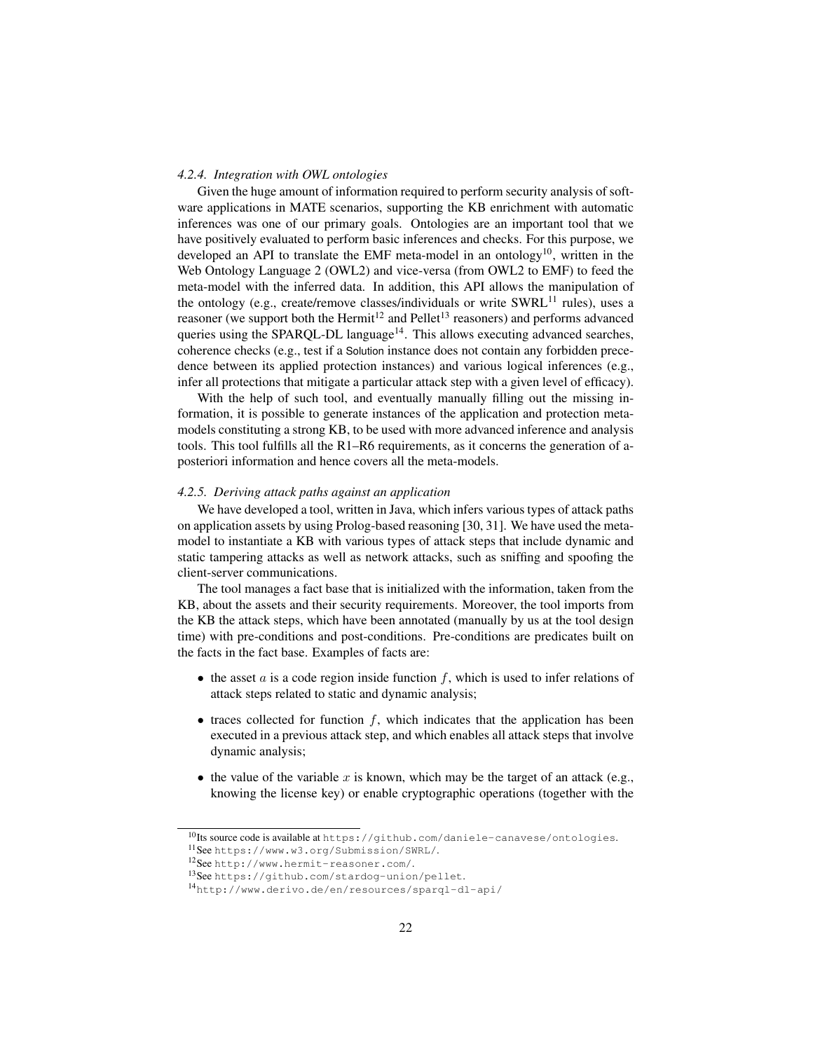#### *4.2.4. Integration with OWL ontologies*

Given the huge amount of information required to perform security analysis of software applications in MATE scenarios, supporting the KB enrichment with automatic inferences was one of our primary goals. Ontologies are an important tool that we have positively evaluated to perform basic inferences and checks. For this purpose, we developed an API to translate the EMF meta-model in an ontology[10], written in the Web Ontology Language 2 (OWL2) and vice-versa (from OWL2 to EMF) to feed the meta-model with the inferred data. In addition, this API allows the manipulation of the ontology (e.g., create/remove classes/individuals or write SWRL[11] rules), uses a reasoner (we support both the Hermit[12] and Pellet[13] reasoners) and performs advanced queries using the SPARQL-DL language[14]. This allows executing advanced searches, coherence checks (e.g., test if a Solution instance does not contain any forbidden precedence between its applied protection instances) and various logical inferences (e.g., infer all protections that mitigate a particular attack step with a given level of efficacy).

With the help of such tool, and eventually manually filling out the missing information, it is possible to generate instances of the application and protection meta-models constituting a strong KB, to be used with more advanced inference and analysis tools. This tool fulfills all the R1–R6 requirements, as it concerns the generation of a-posteriori information and hence covers all the meta-models.

#### *4.2.5. Deriving attack paths against an application*

We have developed a tool, written in Java, which infers various types of attack paths on application assets by using Prolog-based reasoning [30, 31]. We have used the meta-model to instantiate a KB with various types of attack steps that include dynamic and static tampering attacks as well as network attacks, such as sniffing and spoofing the client-server communications.

The tool manages a fact base that is initialized with the information, taken from the KB, about the assets and their security requirements. Moreover, the tool imports from the KB the attack steps, which have been annotated (manually by us at the tool design time) with pre-conditions and post-conditions. Pre-conditions are predicates built on the facts in the fact base. Examples of facts are:

- the asset $a$ is a code region inside function $f$, which is used to infer relations of attack steps related to static and dynamic analysis;
- traces collected for function $f$, which indicates that the application has been executed in a previous attack step, and which enables all attack steps that involve dynamic analysis;
- the value of the variable $x$ is known, which may be the target of an attack (e.g., knowing the license key) or enable cryptographic operations (together with the

[10] Its source code is available at `https://github.com/daniele-canavese/ontologies`.

[11] See `https://www.w3.org/Submission/SWRL/`.

[12] See `http://www.hermit-reasoner.com/`.

[13] See `https://github.com/stardog-union/pellet`.

[14] `http://www.derivo.de/en/resources/sparql-dl-api/`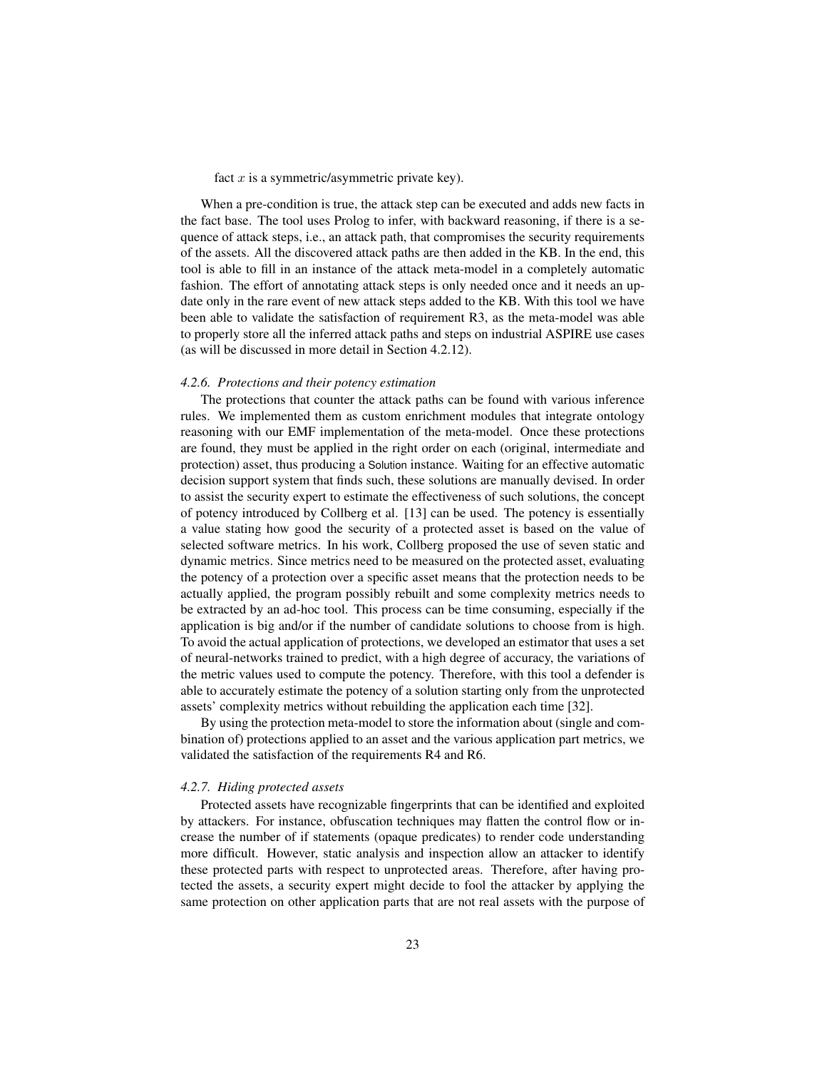fact $x$ is a symmetric/asymmetric private key).

When a pre-condition is true, the attack step can be executed and adds new facts in the fact base. The tool uses Prolog to infer, with backward reasoning, if there is a sequence of attack steps, i.e., an attack path, that compromises the security requirements of the assets. All the discovered attack paths are then added in the KB. In the end, this tool is able to fill in an instance of the attack meta-model in a completely automatic fashion. The effort of annotating attack steps is only needed once and it needs an update only in the rare event of new attack steps added to the KB. With this tool we have been able to validate the satisfaction of requirement R3, as the meta-model was able to properly store all the inferred attack paths and steps on industrial ASPIRE use cases (as will be discussed in more detail in Section 4.2.12).

#### *4.2.6. Protections and their potency estimation*

The protections that counter the attack paths can be found with various inference rules. We implemented them as custom enrichment modules that integrate ontology reasoning with our EMF implementation of the meta-model. Once these protections are found, they must be applied in the right order on each (original, intermediate and protection) asset, thus producing a Solution instance. Waiting for an effective automatic decision support system that finds such, these solutions are manually devised. In order to assist the security expert to estimate the effectiveness of such solutions, the concept of potency introduced by Collberg et al. [13] can be used. The potency is essentially a value stating how good the security of a protected asset is based on the value of selected software metrics. In his work, Collberg proposed the use of seven static and dynamic metrics. Since metrics need to be measured on the protected asset, evaluating the potency of a protection over a specific asset means that the protection needs to be actually applied, the program possibly rebuilt and some complexity metrics needs to be extracted by an ad-hoc tool. This process can be time consuming, especially if the application is big and/or if the number of candidate solutions to choose from is high. To avoid the actual application of protections, we developed an estimator that uses a set of neural-networks trained to predict, with a high degree of accuracy, the variations of the metric values used to compute the potency. Therefore, with this tool a defender is able to accurately estimate the potency of a solution starting only from the unprotected assets' complexity metrics without rebuilding the application each time [32].

By using the protection meta-model to store the information about (single and combination of) protections applied to an asset and the various application part metrics, we validated the satisfaction of the requirements R4 and R6.

#### *4.2.7. Hiding protected assets*

Protected assets have recognizable fingerprints that can be identified and exploited by attackers. For instance, obfuscation techniques may flatten the control flow or increase the number of if statements (opaque predicates) to render code understanding more difficult. However, static analysis and inspection allow an attacker to identify these protected parts with respect to unprotected areas. Therefore, after having protected the assets, a security expert might decide to fool the attacker by applying the same protection on other application parts that are not real assets with the purpose of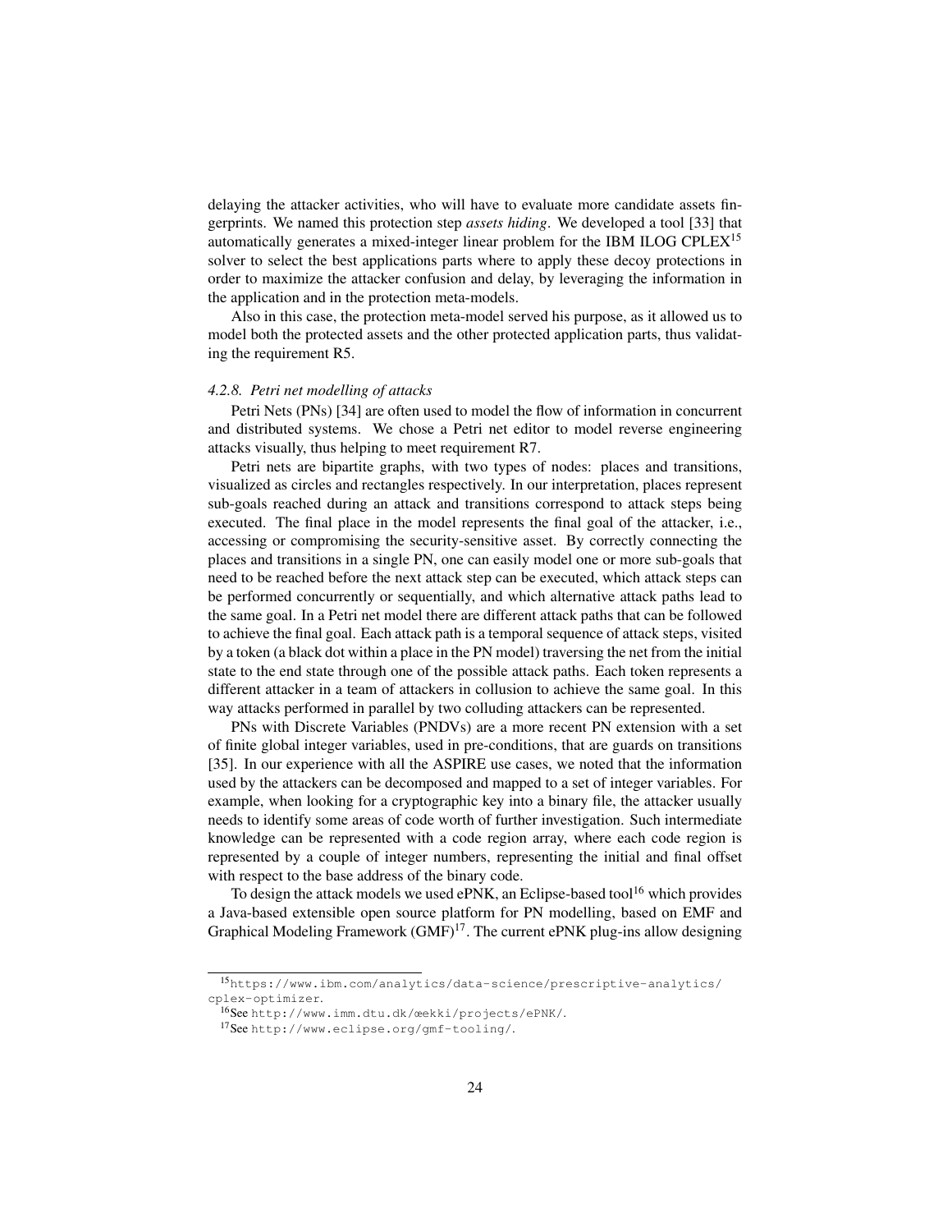delaying the attacker activities, who will have to evaluate more candidate assets fingerprints. We named this protection step *assets hiding*. We developed a tool [33] that automatically generates a mixed-integer linear problem for the IBM ILOG CPLEX[15] solver to select the best applications parts where to apply these decoy protections in order to maximize the attacker confusion and delay, by leveraging the information in the application and in the protection meta-models.

Also in this case, the protection meta-model served his purpose, as it allowed us to model both the protected assets and the other protected application parts, thus validating the requirement R5.

#### *4.2.8. Petri net modelling of attacks*

Petri Nets (PNs) [34] are often used to model the flow of information in concurrent and distributed systems. We chose a Petri net editor to model reverse engineering attacks visually, thus helping to meet requirement R7.

Petri nets are bipartite graphs, with two types of nodes: places and transitions, visualized as circles and rectangles respectively. In our interpretation, places represent sub-goals reached during an attack and transitions correspond to attack steps being executed. The final place in the model represents the final goal of the attacker, i.e., accessing or compromising the security-sensitive asset. By correctly connecting the places and transitions in a single PN, one can easily model one or more sub-goals that need to be reached before the next attack step can be executed, which attack steps can be performed concurrently or sequentially, and which alternative attack paths lead to the same goal. In a Petri net model there are different attack paths that can be followed to achieve the final goal. Each attack path is a temporal sequence of attack steps, visited by a token (a black dot within a place in the PN model) traversing the net from the initial state to the end state through one of the possible attack paths. Each token represents a different attacker in a team of attackers in collusion to achieve the same goal. In this way attacks performed in parallel by two colluding attackers can be represented.

PNs with Discrete Variables (PNDVs) are a more recent PN extension with a set of finite global integer variables, used in pre-conditions, that are guards on transitions [35]. In our experience with all the ASPIRE use cases, we noted that the information used by the attackers can be decomposed and mapped to a set of integer variables. For example, when looking for a cryptographic key into a binary file, the attacker usually needs to identify some areas of code worth of further investigation. Such intermediate knowledge can be represented with a code region array, where each code region is represented by a couple of integer numbers, representing the initial and final offset with respect to the base address of the binary code.

To design the attack models we used ePNK, an Eclipse-based tool[16] which provides a Java-based extensible open source platform for PN modelling, based on EMF and Graphical Modeling Framework (GMF)[17]. The current ePNK plug-ins allow designing

---

[15] https://www.ibm.com/analytics/data-science/prescriptive-analytics/cplex-optimizer.

[16] See http://www.imm.dtu.dk/œkki/projects/ePNK/.

[17] See http://www.eclipse.org/gmf-tooling/.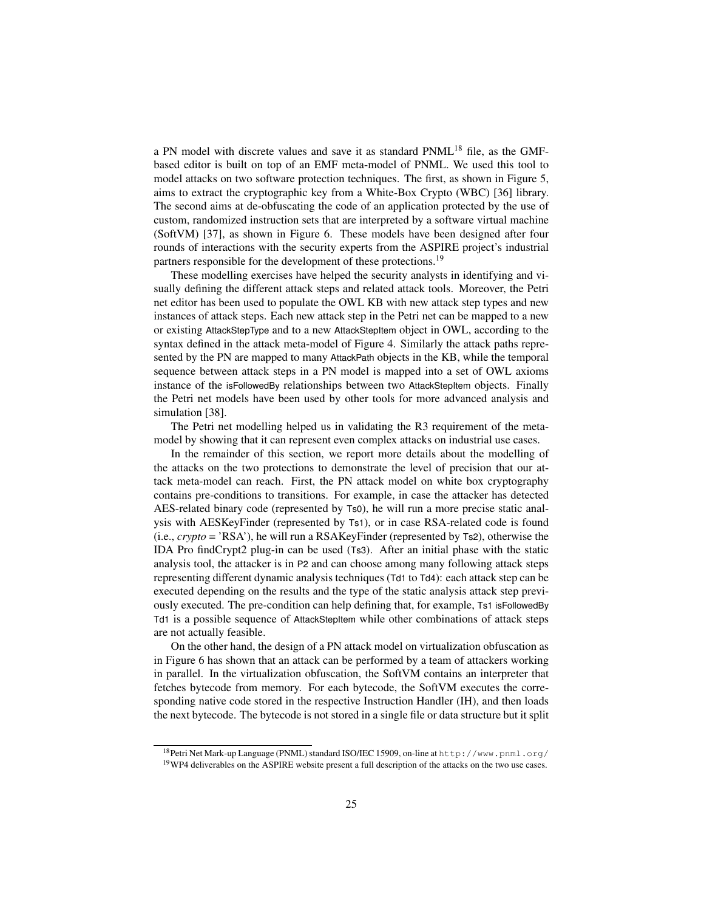a PN model with discrete values and save it as standard PNML[18] file, as the GMF-based editor is built on top of an EMF meta-model of PNML. We used this tool to model attacks on two software protection techniques. The first, as shown in Figure 5, aims to extract the cryptographic key from a White-Box Crypto (WBC) [36] library. The second aims at de-obfuscating the code of an application protected by the use of custom, randomized instruction sets that are interpreted by a software virtual machine (SoftVM) [37], as shown in Figure 6. These models have been designed after four rounds of interactions with the security experts from the ASPIRE project's industrial partners responsible for the development of these protections.[19]

These modelling exercises have helped the security analysts in identifying and visually defining the different attack steps and related attack tools. Moreover, the Petri net editor has been used to populate the OWL KB with new attack step types and new instances of attack steps. Each new attack step in the Petri net can be mapped to a new or existing AttackStepType and to a new AttackStepItem object in OWL, according to the syntax defined in the attack meta-model of Figure 4. Similarly the attack paths represented by the PN are mapped to many AttackPath objects in the KB, while the temporal sequence between attack steps in a PN model is mapped into a set of OWL axioms instance of the isFollowedBy relationships between two AttackStepItem objects. Finally the Petri net models have been used by other tools for more advanced analysis and simulation [38].

The Petri net modelling helped us in validating the R3 requirement of the meta-model by showing that it can represent even complex attacks on industrial use cases.

In the remainder of this section, we report more details about the modelling of the attacks on the two protections to demonstrate the level of precision that our attack meta-model can reach. First, the PN attack model on white box cryptography contains pre-conditions to transitions. For example, in case the attacker has detected AES-related binary code (represented by Ts0), he will run a more precise static analysis with AESKeyFinder (represented by Ts1), or in case RSA-related code is found (i.e., *crypto* = 'RSA'), he will run a RSAKeyFinder (represented by Ts2), otherwise the IDA Pro findCrypt2 plug-in can be used (Ts3). After an initial phase with the static analysis tool, the attacker is in P2 and can choose among many following attack steps representing different dynamic analysis techniques (Td1 to Td4): each attack step can be executed depending on the results and the type of the static analysis attack step previously executed. The pre-condition can help defining that, for example, Ts1 isFollowedBy Td1 is a possible sequence of AttackStepItem while other combinations of attack steps are not actually feasible.

On the other hand, the design of a PN attack model on virtualization obfuscation as in Figure 6 has shown that an attack can be performed by a team of attackers working in parallel. In the virtualization obfuscation, the SoftVM contains an interpreter that fetches bytecode from memory. For each bytecode, the SoftVM executes the corresponding native code stored in the respective Instruction Handler (IH), and then loads the next bytecode. The bytecode is not stored in a single file or data structure but it split

---

[18] Petri Net Mark-up Language (PNML) standard ISO/IEC 15909, on-line at http://www.pnml.org/

[19] WP4 deliverables on the ASPIRE website present a full description of the attacks on the two use cases.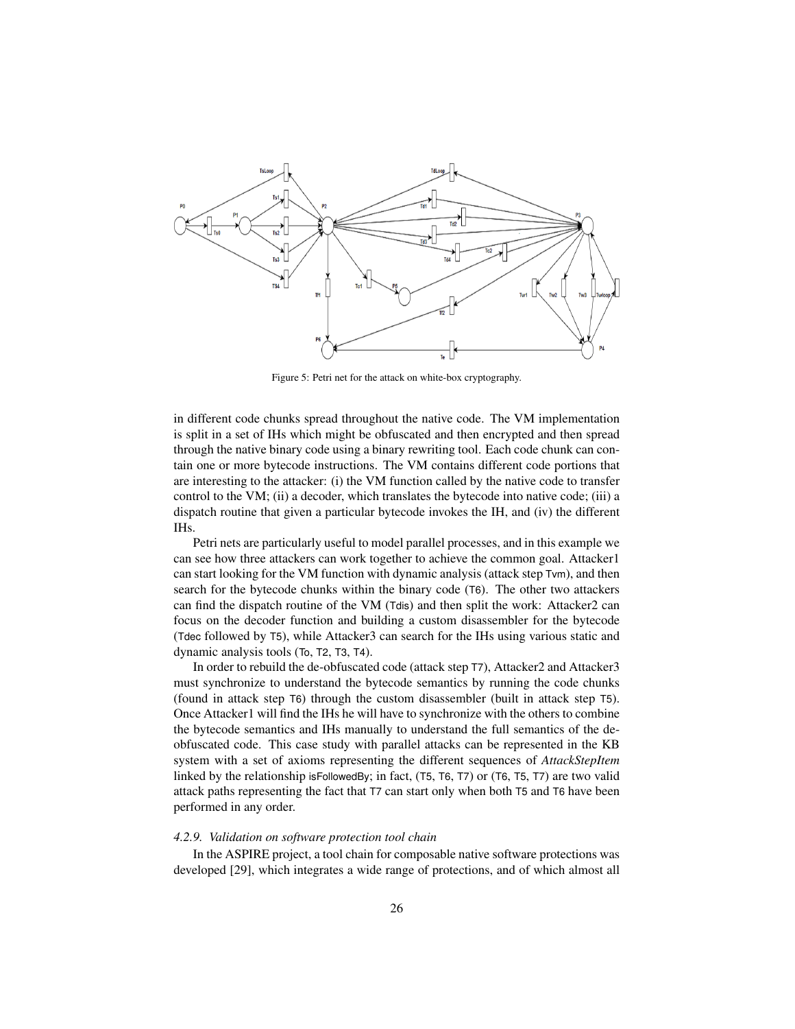Figure 5: Petri net for the attack on white-box cryptography.

in different code chunks spread throughout the native code. The VM implementation is split in a set of IHs which might be obfuscated and then encrypted and then spread through the native binary code using a binary rewriting tool. Each code chunk can contain one or more bytecode instructions. The VM contains different code portions that are interesting to the attacker: (i) the VM function called by the native code to transfer control to the VM; (ii) a decoder, which translates the bytecode into native code; (iii) a dispatch routine that given a particular bytecode invokes the IH, and (iv) the different IHs.

Petri nets are particularly useful to model parallel processes, and in this example we can see how three attackers can work together to achieve the common goal. Attacker1 can start looking for the VM function with dynamic analysis (attack step Tvm), and then search for the bytecode chunks within the binary code (T6). The other two attackers can find the dispatch routine of the VM (Tdis) and then split the work: Attacker2 can focus on the decoder function and building a custom disassembler for the bytecode (Tdec followed by T5), while Attacker3 can search for the IHs using various static and dynamic analysis tools (To, T2, T3, T4).

In order to rebuild the de-obfuscated code (attack step T7), Attacker2 and Attacker3 must synchronize to understand the bytecode semantics by running the code chunks (found in attack step T6) through the custom disassembler (built in attack step T5). Once Attacker1 will find the IHs he will have to synchronize with the others to combine the bytecode semantics and IHs manually to understand the full semantics of the de-obfuscated code. This case study with parallel attacks can be represented in the KB system with a set of axioms representing the different sequences of *AttackStepItem* linked by the relationship isFollowedBy; in fact, (T5, T6, T7) or (T6, T5, T7) are two valid attack paths representing the fact that T7 can start only when both T5 and T6 have been performed in any order.

#### *4.2.9. Validation on software protection tool chain*

In the ASPIRE project, a tool chain for composable native software protections was developed [29], which integrates a wide range of protections, and of which almost all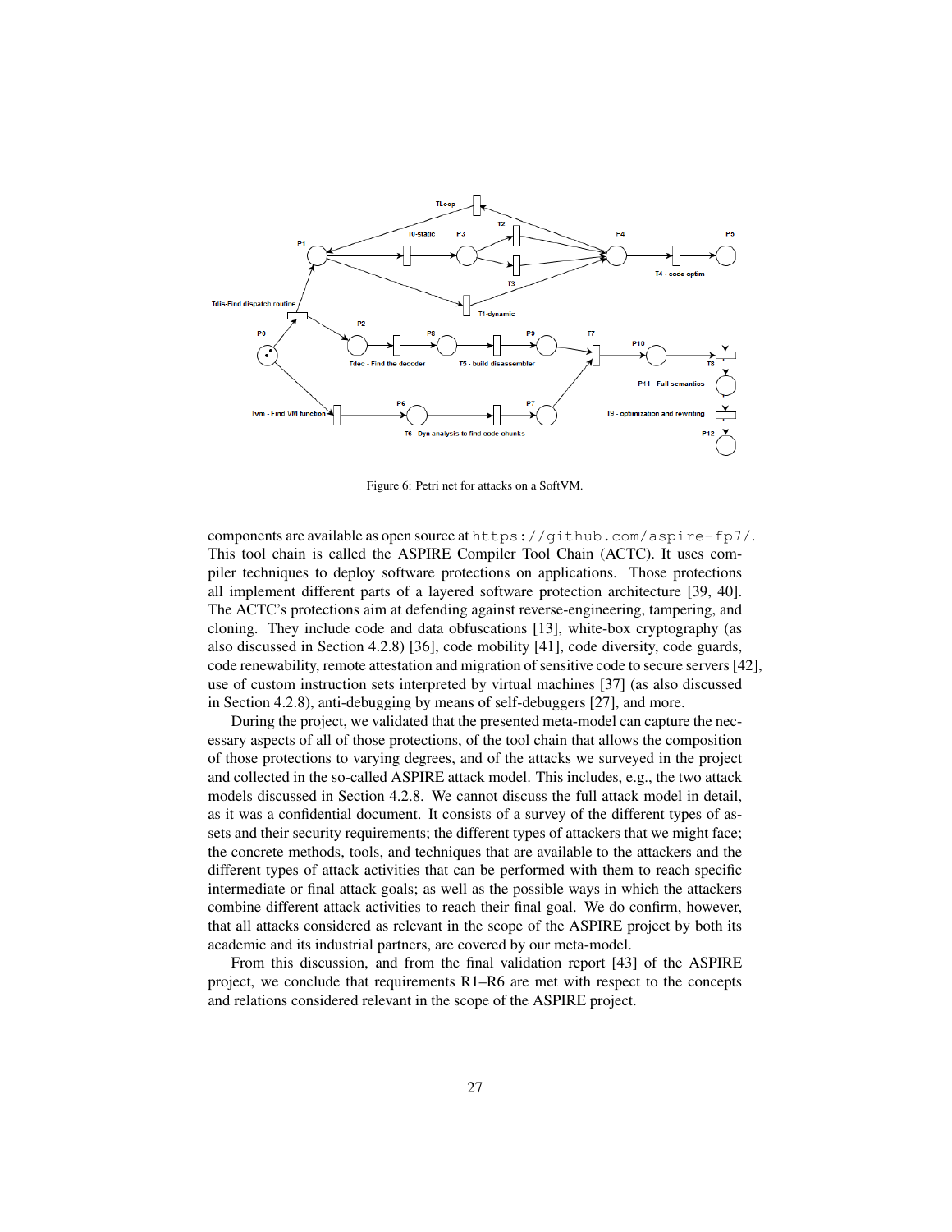Figure 6: Petri net for attacks on a SoftVM.

components are available as open source at `https://github.com/aspire-fp7/`. This tool chain is called the ASPIRE Compiler Tool Chain (ACTC). It uses compiler techniques to deploy software protections on applications. Those protections all implement different parts of a layered software protection architecture [39, 40]. The ACTC's protections aim at defending against reverse-engineering, tampering, and cloning. They include code and data obfuscations [13], white-box cryptography (as also discussed in Section 4.2.8) [36], code mobility [41], code diversity, code guards, code renewability, remote attestation and migration of sensitive code to secure servers [42], use of custom instruction sets interpreted by virtual machines [37] (as also discussed in Section 4.2.8), anti-debugging by means of self-debuggers [27], and more.

During the project, we validated that the presented meta-model can capture the necessary aspects of all of those protections, of the tool chain that allows the composition of those protections to varying degrees, and of the attacks we surveyed in the project and collected in the so-called ASPIRE attack model. This includes, e.g., the two attack models discussed in Section 4.2.8. We cannot discuss the full attack model in detail, as it was a confidential document. It consists of a survey of the different types of assets and their security requirements; the different types of attackers that we might face; the concrete methods, tools, and techniques that are available to the attackers and the different types of attack activities that can be performed with them to reach specific intermediate or final attack goals; as well as the possible ways in which the attackers combine different attack activities to reach their final goal. We do confirm, however, that all attacks considered as relevant in the scope of the ASPIRE project by both its academic and its industrial partners, are covered by our meta-model.

From this discussion, and from the final validation report [43] of the ASPIRE project, we conclude that requirements R1–R6 are met with respect to the concepts and relations considered relevant in the scope of the ASPIRE project.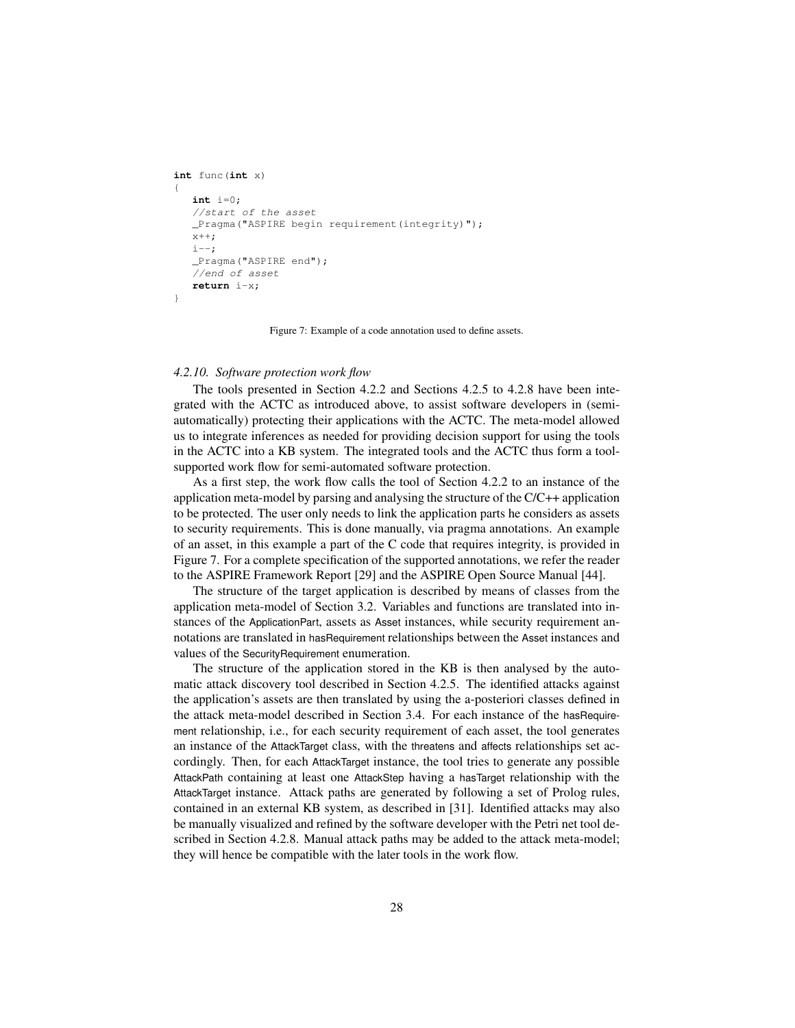```c
int func(int x)
{
   int i=0;
   //start of the asset
   _Pragma("ASPIRE begin requirement(integrity)");
   x++;
   i--;
   _Pragma("ASPIRE end");
   //end of asset
   return i-x;
}
```

Figure 7: Example of a code annotation used to define assets.

#### *4.2.10. Software protection work flow*

The tools presented in Section 4.2.2 and Sections 4.2.5 to 4.2.8 have been integrated with the ACTC as introduced above, to assist software developers in (semi-automatically) protecting their applications with the ACTC. The meta-model allowed us to integrate inferences as needed for providing decision support for using the tools in the ACTC into a KB system. The integrated tools and the ACTC thus form a tool-supported work flow for semi-automated software protection.

As a first step, the work flow calls the tool of Section 4.2.2 to an instance of the application meta-model by parsing and analysing the structure of the C/C++ application to be protected. The user only needs to link the application parts he considers as assets to security requirements. This is done manually, via pragma annotations. An example of an asset, in this example a part of the C code that requires integrity, is provided in Figure 7. For a complete specification of the supported annotations, we refer the reader to the ASPIRE Framework Report [29] and the ASPIRE Open Source Manual [44].

The structure of the target application is described by means of classes from the application meta-model of Section 3.2. Variables and functions are translated into instances of the ApplicationPart, assets as Asset instances, while security requirement annotations are translated in hasRequirement relationships between the Asset instances and values of the SecurityRequirement enumeration.

The structure of the application stored in the KB is then analysed by the automatic attack discovery tool described in Section 4.2.5. The identified attacks against the application's assets are then translated by using the a-posteriori classes defined in the attack meta-model described in Section 3.4. For each instance of the hasRequirement relationship, i.e., for each security requirement of each asset, the tool generates an instance of the AttackTarget class, with the threatens and affects relationships set accordingly. Then, for each AttackTarget instance, the tool tries to generate any possible AttackPath containing at least one AttackStep having a hasTarget relationship with the AttackTarget instance. Attack paths are generated by following a set of Prolog rules, contained in an external KB system, as described in [31]. Identified attacks may also be manually visualized and refined by the software developer with the Petri net tool described in Section 4.2.8. Manual attack paths may be added to the attack meta-model; they will hence be compatible with the later tools in the work flow.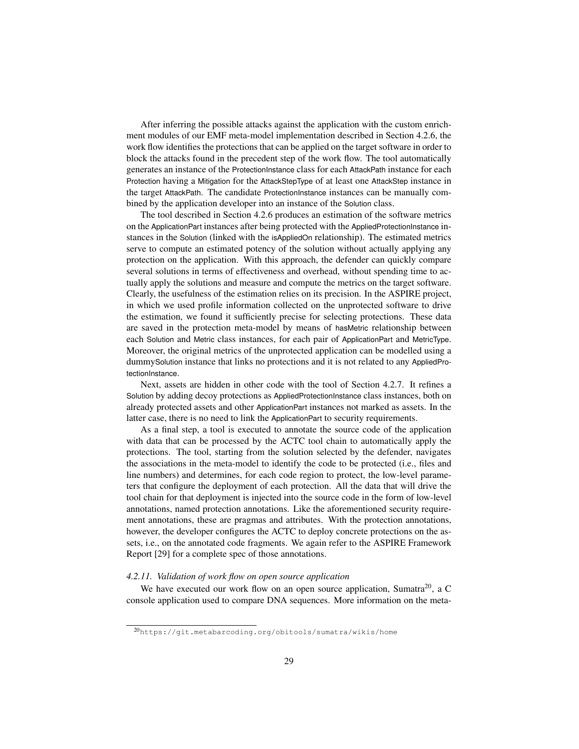After inferring the possible attacks against the application with the custom enrichment modules of our EMF meta-model implementation described in Section 4.2.6, the work flow identifies the protections that can be applied on the target software in order to block the attacks found in the precedent step of the work flow. The tool automatically generates an instance of the ProtectionInstance class for each AttackPath instance for each Protection having a Mitigation for the AttackStepType of at least one AttackStep instance in the target AttackPath. The candidate ProtectionInstance instances can be manually combined by the application developer into an instance of the Solution class.

The tool described in Section 4.2.6 produces an estimation of the software metrics on the ApplicationPart instances after being protected with the AppliedProtectionInstance instances in the Solution (linked with the isAppliedOn relationship). The estimated metrics serve to compute an estimated potency of the solution without actually applying any protection on the application. With this approach, the defender can quickly compare several solutions in terms of effectiveness and overhead, without spending time to actually apply the solutions and measure and compute the metrics on the target software. Clearly, the usefulness of the estimation relies on its precision. In the ASPIRE project, in which we used profile information collected on the unprotected software to drive the estimation, we found it sufficiently precise for selecting protections. These data are saved in the protection meta-model by means of hasMetric relationship between each Solution and Metric class instances, for each pair of ApplicationPart and MetricType. Moreover, the original metrics of the unprotected application can be modelled using a dummySolution instance that links no protections and it is not related to any AppliedProtectionInstance.

Next, assets are hidden in other code with the tool of Section 4.2.7. It refines a Solution by adding decoy protections as AppliedProtectionInstance class instances, both on already protected assets and other ApplicationPart instances not marked as assets. In the latter case, there is no need to link the ApplicationPart to security requirements.

As a final step, a tool is executed to annotate the source code of the application with data that can be processed by the ACTC tool chain to automatically apply the protections. The tool, starting from the solution selected by the defender, navigates the associations in the meta-model to identify the code to be protected (i.e., files and line numbers) and determines, for each code region to protect, the low-level parameters that configure the deployment of each protection. All the data that will drive the tool chain for that deployment is injected into the source code in the form of low-level annotations, named protection annotations. Like the aforementioned security requirement annotations, these are pragmas and attributes. With the protection annotations, however, the developer configures the ACTC to deploy concrete protections on the assets, i.e., on the annotated code fragments. We again refer to the ASPIRE Framework Report [29] for a complete spec of those annotations.

#### *4.2.11. Validation of work flow on open source application*

We have executed our work flow on an open source application, Sumatra[20], a C console application used to compare DNA sequences. More information on the meta-

[20] https://git.metabarcoding.org/obitools/sumatra/wikis/home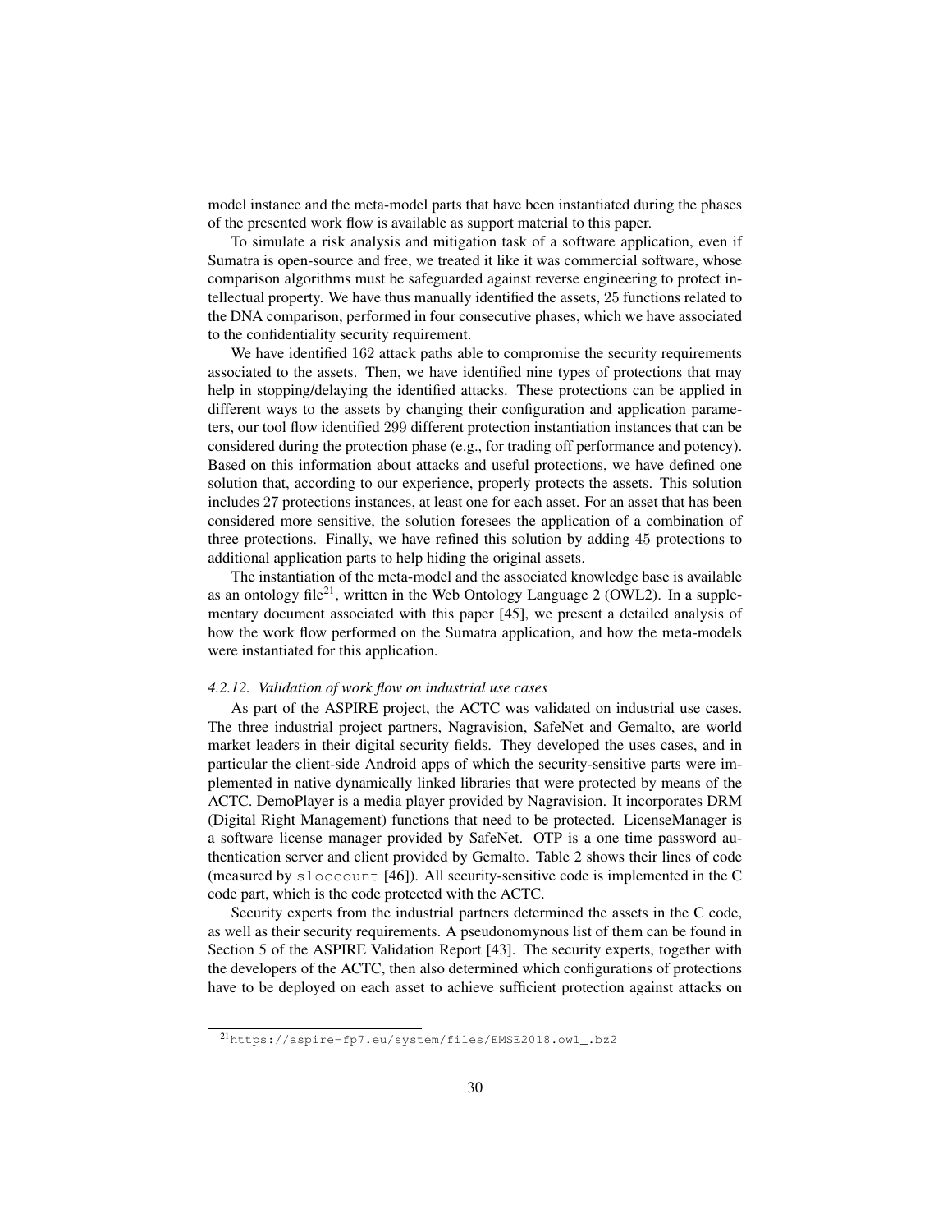model instance and the meta-model parts that have been instantiated during the phases of the presented work flow is available as support material to this paper.

To simulate a risk analysis and mitigation task of a software application, even if Sumatra is open-source and free, we treated it like it was commercial software, whose comparison algorithms must be safeguarded against reverse engineering to protect intellectual property. We have thus manually identified the assets, 25 functions related to the DNA comparison, performed in four consecutive phases, which we have associated to the confidentiality security requirement.

We have identified 162 attack paths able to compromise the security requirements associated to the assets. Then, we have identified nine types of protections that may help in stopping/delaying the identified attacks. These protections can be applied in different ways to the assets by changing their configuration and application parameters, our tool flow identified 299 different protection instantiation instances that can be considered during the protection phase (e.g., for trading off performance and potency). Based on this information about attacks and useful protections, we have defined one solution that, according to our experience, properly protects the assets. This solution includes 27 protections instances, at least one for each asset. For an asset that has been considered more sensitive, the solution foresees the application of a combination of three protections. Finally, we have refined this solution by adding 45 protections to additional application parts to help hiding the original assets.

The instantiation of the meta-model and the associated knowledge base is available as an ontology file[21], written in the Web Ontology Language 2 (OWL2). In a supplementary document associated with this paper [45], we present a detailed analysis of how the work flow performed on the Sumatra application, and how the meta-models were instantiated for this application.

#### *4.2.12. Validation of work flow on industrial use cases*

As part of the ASPIRE project, the ACTC was validated on industrial use cases. The three industrial project partners, Nagravision, SafeNet and Gemalto, are world market leaders in their digital security fields. They developed the uses cases, and in particular the client-side Android apps of which the security-sensitive parts were implemented in native dynamically linked libraries that were protected by means of the ACTC. DemoPlayer is a media player provided by Nagravision. It incorporates DRM (Digital Right Management) functions that need to be protected. LicenseManager is a software license manager provided by SafeNet. OTP is a one time password authentication server and client provided by Gemalto. Table 2 shows their lines of code (measured by `sloccount` [46]). All security-sensitive code is implemented in the C code part, which is the code protected with the ACTC.

Security experts from the industrial partners determined the assets in the C code, as well as their security requirements. A pseudonomynous list of them can be found in Section 5 of the ASPIRE Validation Report [43]. The security experts, together with the developers of the ACTC, then also determined which configurations of protections have to be deployed on each asset to achieve sufficient protection against attacks on

[21] `https://aspire-fp7.eu/system/files/EMSE2018.owl_.bz2`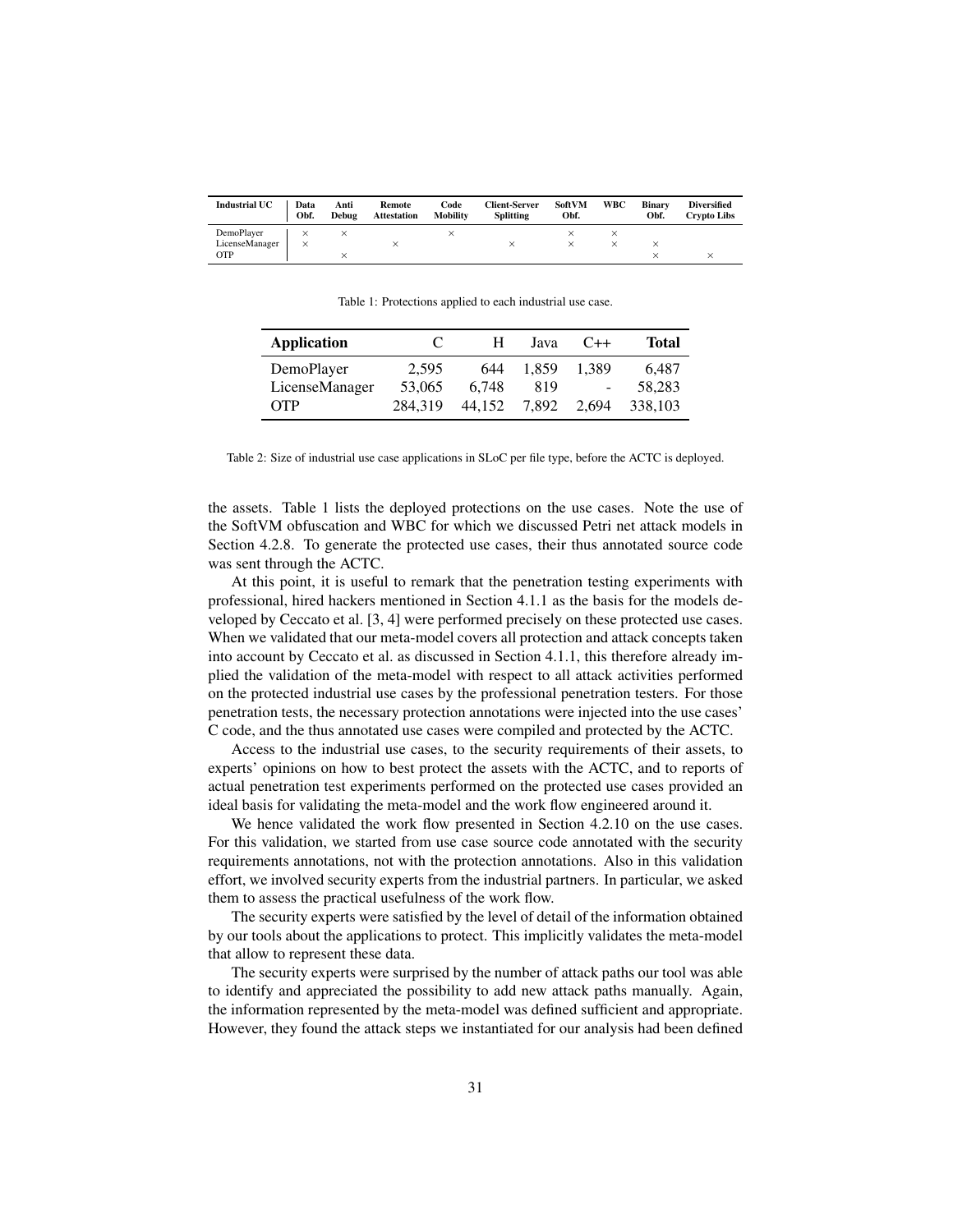| Industrial UC | Data Obf. | Anti Debug | Remote Attestation | Code Mobility | Client-Server Splitting | SoftVM Obf. | WBC | Binary Obf. | Diversified Crypto Libs |
|---|---|---|---|---|---|---|---|---|---|
| DemoPlayer | × | × | | × | | × | × | | |
| LicenseManager | × | | × | | × | × | × | × | |
| OTP | | × | | | | | | × | × |

Table 1: Protections applied to each industrial use case.

| **Application** | C | H | Java | C++ | **Total** |
|---|---|---|---|---|---|
| DemoPlayer | 2,595 | 644 | 1,859 | 1,389 | 6,487 |
| LicenseManager | 53,065 | 6,748 | 819 | - | 58,283 |
| OTP | 284,319 | 44,152 | 7,892 | 2,694 | 338,103 |

Table 2: Size of industrial use case applications in SLoC per file type, before the ACTC is deployed.

the assets. Table 1 lists the deployed protections on the use cases. Note the use of the SoftVM obfuscation and WBC for which we discussed Petri net attack models in Section 4.2.8. To generate the protected use cases, their thus annotated source code was sent through the ACTC.

At this point, it is useful to remark that the penetration testing experiments with professional, hired hackers mentioned in Section 4.1.1 as the basis for the models developed by Ceccato et al. [3, 4] were performed precisely on these protected use cases. When we validated that our meta-model covers all protection and attack concepts taken into account by Ceccato et al. as discussed in Section 4.1.1, this therefore already implied the validation of the meta-model with respect to all attack activities performed on the protected industrial use cases by the professional penetration testers. For those penetration tests, the necessary protection annotations were injected into the use cases' C code, and the thus annotated use cases were compiled and protected by the ACTC.

Access to the industrial use cases, to the security requirements of their assets, to experts' opinions on how to best protect the assets with the ACTC, and to reports of actual penetration test experiments performed on the protected use cases provided an ideal basis for validating the meta-model and the work flow engineered around it.

We hence validated the work flow presented in Section 4.2.10 on the use cases. For this validation, we started from use case source code annotated with the security requirements annotations, not with the protection annotations. Also in this validation effort, we involved security experts from the industrial partners. In particular, we asked them to assess the practical usefulness of the work flow.

The security experts were satisfied by the level of detail of the information obtained by our tools about the applications to protect. This implicitly validates the meta-model that allow to represent these data.

The security experts were surprised by the number of attack paths our tool was able to identify and appreciated the possibility to add new attack paths manually. Again, the information represented by the meta-model was defined sufficient and appropriate. However, they found the attack steps we instantiated for our analysis had been defined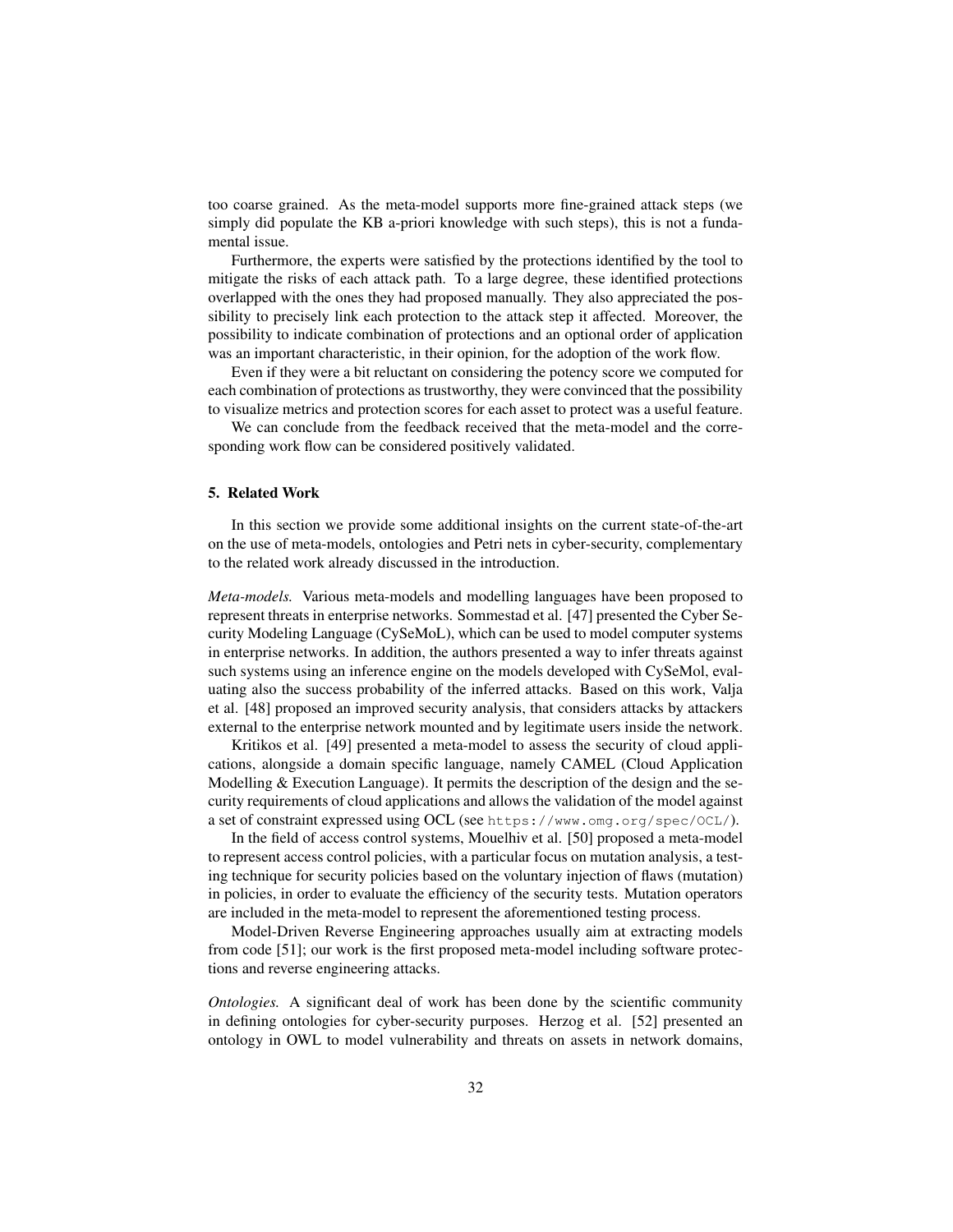too coarse grained. As the meta-model supports more fine-grained attack steps (we simply did populate the KB a-priori knowledge with such steps), this is not a fundamental issue.

Furthermore, the experts were satisfied by the protections identified by the tool to mitigate the risks of each attack path. To a large degree, these identified protections overlapped with the ones they had proposed manually. They also appreciated the possibility to precisely link each protection to the attack step it affected. Moreover, the possibility to indicate combination of protections and an optional order of application was an important characteristic, in their opinion, for the adoption of the work flow.

Even if they were a bit reluctant on considering the potency score we computed for each combination of protections as trustworthy, they were convinced that the possibility to visualize metrics and protection scores for each asset to protect was a useful feature.

We can conclude from the feedback received that the meta-model and the corresponding work flow can be considered positively validated.

## 5. Related Work

In this section we provide some additional insights on the current state-of-the-art on the use of meta-models, ontologies and Petri nets in cyber-security, complementary to the related work already discussed in the introduction.

*Meta-models.* Various meta-models and modelling languages have been proposed to represent threats in enterprise networks. Sommestad et al. [47] presented the Cyber Security Modeling Language (CySeMoL), which can be used to model computer systems in enterprise networks. In addition, the authors presented a way to infer threats against such systems using an inference engine on the models developed with CySeMol, evaluating also the success probability of the inferred attacks. Based on this work, Valja et al. [48] proposed an improved security analysis, that considers attacks by attackers external to the enterprise network mounted and by legitimate users inside the network.

Kritikos et al. [49] presented a meta-model to assess the security of cloud applications, alongside a domain specific language, namely CAMEL (Cloud Application Modelling & Execution Language). It permits the description of the design and the security requirements of cloud applications and allows the validation of the model against a set of constraint expressed using OCL (see `https://www.omg.org/spec/OCL/`).

In the field of access control systems, Mouelhiv et al. [50] proposed a meta-model to represent access control policies, with a particular focus on mutation analysis, a testing technique for security policies based on the voluntary injection of flaws (mutation) in policies, in order to evaluate the efficiency of the security tests. Mutation operators are included in the meta-model to represent the aforementioned testing process.

Model-Driven Reverse Engineering approaches usually aim at extracting models from code [51]; our work is the first proposed meta-model including software protections and reverse engineering attacks.

*Ontologies.* A significant deal of work has been done by the scientific community in defining ontologies for cyber-security purposes. Herzog et al. [52] presented an ontology in OWL to model vulnerability and threats on assets in network domains,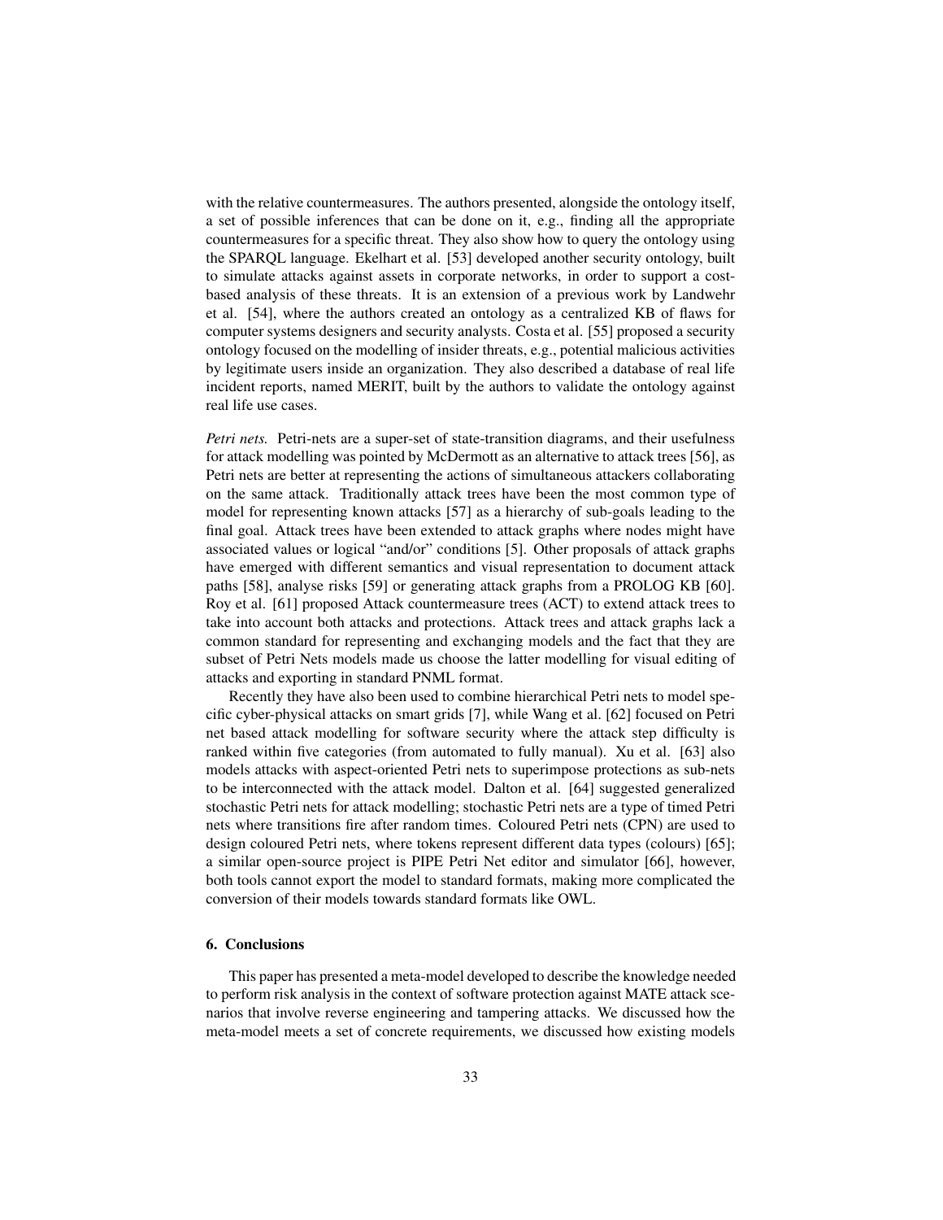with the relative countermeasures. The authors presented, alongside the ontology itself, a set of possible inferences that can be done on it, e.g., finding all the appropriate countermeasures for a specific threat. They also show how to query the ontology using the SPARQL language. Ekelhart et al. [53] developed another security ontology, built to simulate attacks against assets in corporate networks, in order to support a cost-based analysis of these threats. It is an extension of a previous work by Landwehr et al. [54], where the authors created an ontology as a centralized KB of flaws for computer systems designers and security analysts. Costa et al. [55] proposed a security ontology focused on the modelling of insider threats, e.g., potential malicious activities by legitimate users inside an organization. They also described a database of real life incident reports, named MERIT, built by the authors to validate the ontology against real life use cases.

*Petri nets.* Petri-nets are a super-set of state-transition diagrams, and their usefulness for attack modelling was pointed by McDermott as an alternative to attack trees [56], as Petri nets are better at representing the actions of simultaneous attackers collaborating on the same attack. Traditionally attack trees have been the most common type of model for representing known attacks [57] as a hierarchy of sub-goals leading to the final goal. Attack trees have been extended to attack graphs where nodes might have associated values or logical "and/or" conditions [5]. Other proposals of attack graphs have emerged with different semantics and visual representation to document attack paths [58], analyse risks [59] or generating attack graphs from a PROLOG KB [60]. Roy et al. [61] proposed Attack countermeasure trees (ACT) to extend attack trees to take into account both attacks and protections. Attack trees and attack graphs lack a common standard for representing and exchanging models and the fact that they are subset of Petri Nets models made us choose the latter modelling for visual editing of attacks and exporting in standard PNML format.

Recently they have also been used to combine hierarchical Petri nets to model specific cyber-physical attacks on smart grids [7], while Wang et al. [62] focused on Petri net based attack modelling for software security where the attack step difficulty is ranked within five categories (from automated to fully manual). Xu et al. [63] also models attacks with aspect-oriented Petri nets to superimpose protections as sub-nets to be interconnected with the attack model. Dalton et al. [64] suggested generalized stochastic Petri nets for attack modelling; stochastic Petri nets are a type of timed Petri nets where transitions fire after random times. Coloured Petri nets (CPN) are used to design coloured Petri nets, where tokens represent different data types (colours) [65]; a similar open-source project is PIPE Petri Net editor and simulator [66], however, both tools cannot export the model to standard formats, making more complicated the conversion of their models towards standard formats like OWL.

## 6. Conclusions

This paper has presented a meta-model developed to describe the knowledge needed to perform risk analysis in the context of software protection against MATE attack scenarios that involve reverse engineering and tampering attacks. We discussed how the meta-model meets a set of concrete requirements, we discussed how existing models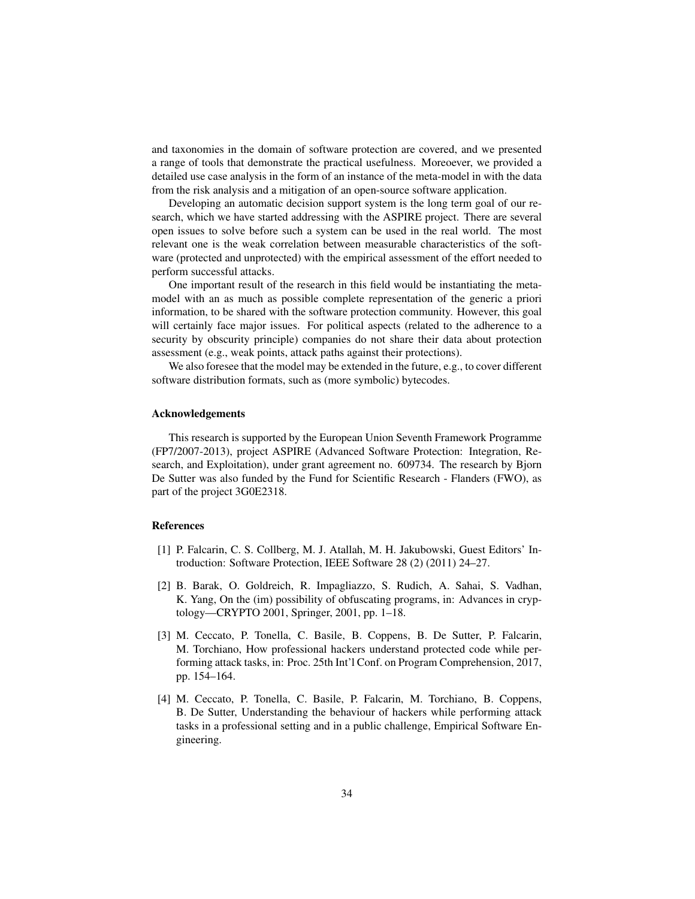and taxonomies in the domain of software protection are covered, and we presented a range of tools that demonstrate the practical usefulness. Moreoever, we provided a detailed use case analysis in the form of an instance of the meta-model in with the data from the risk analysis and a mitigation of an open-source software application.

Developing an automatic decision support system is the long term goal of our research, which we have started addressing with the ASPIRE project. There are several open issues to solve before such a system can be used in the real world. The most relevant one is the weak correlation between measurable characteristics of the software (protected and unprotected) with the empirical assessment of the effort needed to perform successful attacks.

One important result of the research in this field would be instantiating the meta-model with an as much as possible complete representation of the generic a priori information, to be shared with the software protection community. However, this goal will certainly face major issues. For political aspects (related to the adherence to a security by obscurity principle) companies do not share their data about protection assessment (e.g., weak points, attack paths against their protections).

We also foresee that the model may be extended in the future, e.g., to cover different software distribution formats, such as (more symbolic) bytecodes.

### Acknowledgements

This research is supported by the European Union Seventh Framework Programme (FP7/2007-2013), project ASPIRE (Advanced Software Protection: Integration, Research, and Exploitation), under grant agreement no. 609734. The research by Bjorn De Sutter was also funded by the Fund for Scientific Research - Flanders (FWO), as part of the project 3G0E2318.

### References

[1] P. Falcarin, C. S. Collberg, M. J. Atallah, M. H. Jakubowski, Guest Editors' Introduction: Software Protection, IEEE Software 28 (2) (2011) 24–27.

[2] B. Barak, O. Goldreich, R. Impagliazzo, S. Rudich, A. Sahai, S. Vadhan, K. Yang, On the (im) possibility of obfuscating programs, in: Advances in cryptology—CRYPTO 2001, Springer, 2001, pp. 1–18.

[3] M. Ceccato, P. Tonella, C. Basile, B. Coppens, B. De Sutter, P. Falcarin, M. Torchiano, How professional hackers understand protected code while performing attack tasks, in: Proc. 25th Int'l Conf. on Program Comprehension, 2017, pp. 154–164.

[4] M. Ceccato, P. Tonella, C. Basile, P. Falcarin, M. Torchiano, B. Coppens, B. De Sutter, Understanding the behaviour of hackers while performing attack tasks in a professional setting and in a public challenge, Empirical Software Engineering.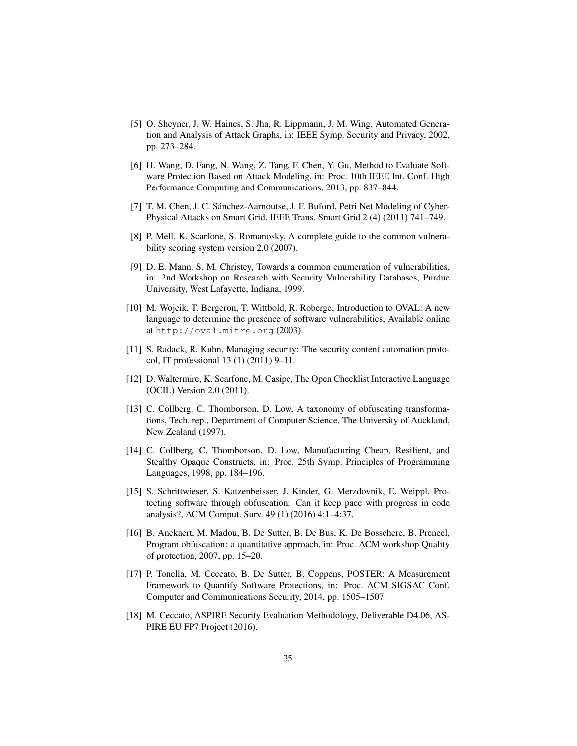[5] O. Sheyner, J. W. Haines, S. Jha, R. Lippmann, J. M. Wing, Automated Generation and Analysis of Attack Graphs, in: IEEE Symp. Security and Privacy, 2002, pp. 273–284.

[6] H. Wang, D. Fang, N. Wang, Z. Tang, F. Chen, Y. Gu, Method to Evaluate Software Protection Based on Attack Modeling, in: Proc. 10th IEEE Int. Conf. High Performance Computing and Communications, 2013, pp. 837–844.

[7] T. M. Chen, J. C. Sánchez-Aarnoutse, J. F. Buford, Petri Net Modeling of Cyber-Physical Attacks on Smart Grid, IEEE Trans. Smart Grid 2 (4) (2011) 741–749.

[8] P. Mell, K. Scarfone, S. Romanosky, A complete guide to the common vulnerability scoring system version 2.0 (2007).

[9] D. E. Mann, S. M. Christey, Towards a common enumeration of vulnerabilities, in: 2nd Workshop on Research with Security Vulnerability Databases, Purdue University, West Lafayette, Indiana, 1999.

[10] M. Wojcik, T. Bergeron, T. Wittbold, R. Roberge, Introduction to OVAL: A new language to determine the presence of software vulnerabilities, Available online at `http://oval.mitre.org` (2003).

[11] S. Radack, R. Kuhn, Managing security: The security content automation protocol, IT professional 13 (1) (2011) 9–11.

[12] D. Waltermire, K. Scarfone, M. Casipe, The Open Checklist Interactive Language (OCIL) Version 2.0 (2011).

[13] C. Collberg, C. Thomborson, D. Low, A taxonomy of obfuscating transformations, Tech. rep., Department of Computer Science, The University of Auckland, New Zealand (1997).

[14] C. Collberg, C. Thomborson, D. Low, Manufacturing Cheap, Resilient, and Stealthy Opaque Constructs, in: Proc. 25th Symp. Principles of Programming Languages, 1998, pp. 184–196.

[15] S. Schrittwieser, S. Katzenbeisser, J. Kinder, G. Merzdovnik, E. Weippl, Protecting software through obfuscation: Can it keep pace with progress in code analysis?, ACM Comput. Surv. 49 (1) (2016) 4:1–4:37.

[16] B. Anckaert, M. Madou, B. De Sutter, B. De Bus, K. De Bosschere, B. Preneel, Program obfuscation: a quantitative approach, in: Proc. ACM workshop Quality of protection, 2007, pp. 15–20.

[17] P. Tonella, M. Ceccato, B. De Sutter, B. Coppens, POSTER: A Measurement Framework to Quantify Software Protections, in: Proc. ACM SIGSAC Conf. Computer and Communications Security, 2014, pp. 1505–1507.

[18] M. Ceccato, ASPIRE Security Evaluation Methodology, Deliverable D4.06, ASPIRE EU FP7 Project (2016).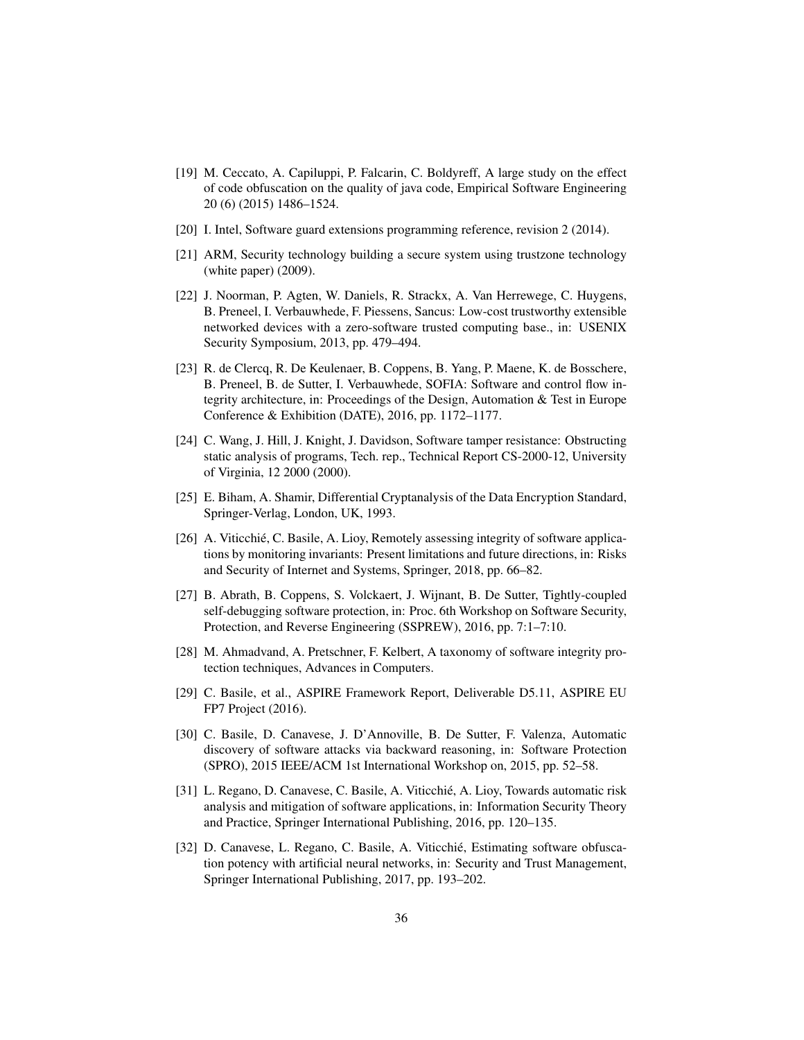[19] M. Ceccato, A. Capiluppi, P. Falcarin, C. Boldyreff, A large study on the effect of code obfuscation on the quality of java code, Empirical Software Engineering 20 (6) (2015) 1486–1524.

[20] I. Intel, Software guard extensions programming reference, revision 2 (2014).

[21] ARM, Security technology building a secure system using trustzone technology (white paper) (2009).

[22] J. Noorman, P. Agten, W. Daniels, R. Strackx, A. Van Herrewege, C. Huygens, B. Preneel, I. Verbauwhede, F. Piessens, Sancus: Low-cost trustworthy extensible networked devices with a zero-software trusted computing base., in: USENIX Security Symposium, 2013, pp. 479–494.

[23] R. de Clercq, R. De Keulenaer, B. Coppens, B. Yang, P. Maene, K. de Bosschere, B. Preneel, B. de Sutter, I. Verbauwhede, SOFIA: Software and control flow integrity architecture, in: Proceedings of the Design, Automation & Test in Europe Conference & Exhibition (DATE), 2016, pp. 1172–1177.

[24] C. Wang, J. Hill, J. Knight, J. Davidson, Software tamper resistance: Obstructing static analysis of programs, Tech. rep., Technical Report CS-2000-12, University of Virginia, 12 2000 (2000).

[25] E. Biham, A. Shamir, Differential Cryptanalysis of the Data Encryption Standard, Springer-Verlag, London, UK, 1993.

[26] A. Viticchié, C. Basile, A. Lioy, Remotely assessing integrity of software applications by monitoring invariants: Present limitations and future directions, in: Risks and Security of Internet and Systems, Springer, 2018, pp. 66–82.

[27] B. Abrath, B. Coppens, S. Volckaert, J. Wijnant, B. De Sutter, Tightly-coupled self-debugging software protection, in: Proc. 6th Workshop on Software Security, Protection, and Reverse Engineering (SSPREW), 2016, pp. 7:1–7:10.

[28] M. Ahmadvand, A. Pretschner, F. Kelbert, A taxonomy of software integrity protection techniques, Advances in Computers.

[29] C. Basile, et al., ASPIRE Framework Report, Deliverable D5.11, ASPIRE EU FP7 Project (2016).

[30] C. Basile, D. Canavese, J. D'Annoville, B. De Sutter, F. Valenza, Automatic discovery of software attacks via backward reasoning, in: Software Protection (SPRO), 2015 IEEE/ACM 1st International Workshop on, 2015, pp. 52–58.

[31] L. Regano, D. Canavese, C. Basile, A. Viticchié, A. Lioy, Towards automatic risk analysis and mitigation of software applications, in: Information Security Theory and Practice, Springer International Publishing, 2016, pp. 120–135.

[32] D. Canavese, L. Regano, C. Basile, A. Viticchié, Estimating software obfuscation potency with artificial neural networks, in: Security and Trust Management, Springer International Publishing, 2017, pp. 193–202.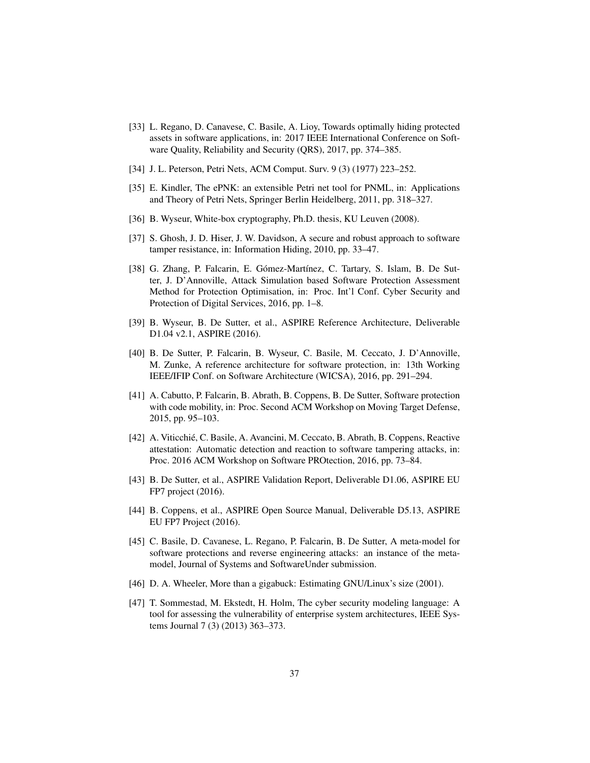[33] L. Regano, D. Canavese, C. Basile, A. Lioy, Towards optimally hiding protected assets in software applications, in: 2017 IEEE International Conference on Software Quality, Reliability and Security (QRS), 2017, pp. 374–385.

[34] J. L. Peterson, Petri Nets, ACM Comput. Surv. 9 (3) (1977) 223–252.

[35] E. Kindler, The ePNK: an extensible Petri net tool for PNML, in: Applications and Theory of Petri Nets, Springer Berlin Heidelberg, 2011, pp. 318–327.

[36] B. Wyseur, White-box cryptography, Ph.D. thesis, KU Leuven (2008).

[37] S. Ghosh, J. D. Hiser, J. W. Davidson, A secure and robust approach to software tamper resistance, in: Information Hiding, 2010, pp. 33–47.

[38] G. Zhang, P. Falcarin, E. Gómez-Martínez, C. Tartary, S. Islam, B. De Sutter, J. D'Annoville, Attack Simulation based Software Protection Assessment Method for Protection Optimisation, in: Proc. Int'l Conf. Cyber Security and Protection of Digital Services, 2016, pp. 1–8.

[39] B. Wyseur, B. De Sutter, et al., ASPIRE Reference Architecture, Deliverable D1.04 v2.1, ASPIRE (2016).

[40] B. De Sutter, P. Falcarin, B. Wyseur, C. Basile, M. Ceccato, J. D'Annoville, M. Zunke, A reference architecture for software protection, in: 13th Working IEEE/IFIP Conf. on Software Architecture (WICSA), 2016, pp. 291–294.

[41] A. Cabutto, P. Falcarin, B. Abrath, B. Coppens, B. De Sutter, Software protection with code mobility, in: Proc. Second ACM Workshop on Moving Target Defense, 2015, pp. 95–103.

[42] A. Viticchié, C. Basile, A. Avancini, M. Ceccato, B. Abrath, B. Coppens, Reactive attestation: Automatic detection and reaction to software tampering attacks, in: Proc. 2016 ACM Workshop on Software PROtection, 2016, pp. 73–84.

[43] B. De Sutter, et al., ASPIRE Validation Report, Deliverable D1.06, ASPIRE EU FP7 project (2016).

[44] B. Coppens, et al., ASPIRE Open Source Manual, Deliverable D5.13, ASPIRE EU FP7 Project (2016).

[45] C. Basile, D. Cavanese, L. Regano, P. Falcarin, B. De Sutter, A meta-model for software protections and reverse engineering attacks: an instance of the meta-model, Journal of Systems and SoftwareUnder submission.

[46] D. A. Wheeler, More than a gigabuck: Estimating GNU/Linux's size (2001).

[47] T. Sommestad, M. Ekstedt, H. Holm, The cyber security modeling language: A tool for assessing the vulnerability of enterprise system architectures, IEEE Systems Journal 7 (3) (2013) 363–373.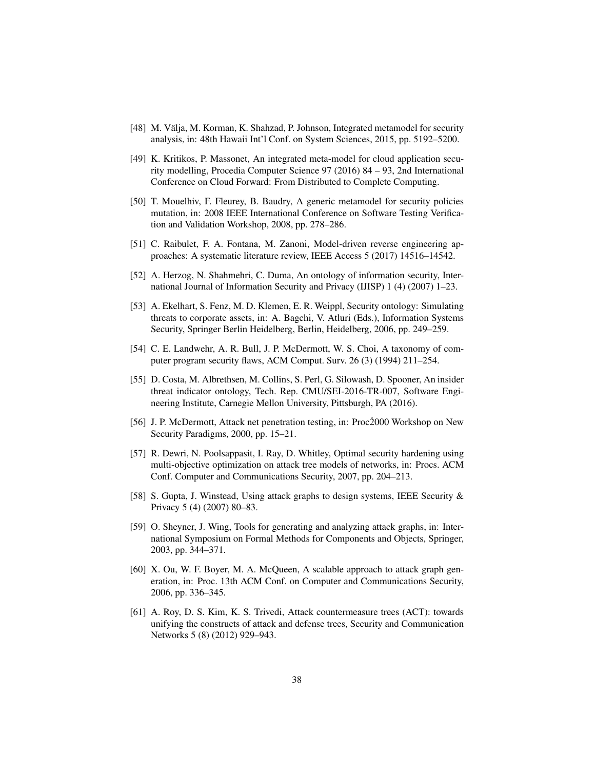[48] M. Välja, M. Korman, K. Shahzad, P. Johnson, Integrated metamodel for security analysis, in: 48th Hawaii Int'l Conf. on System Sciences, 2015, pp. 5192–5200.

[49] K. Kritikos, P. Massonet, An integrated meta-model for cloud application security modelling, Procedia Computer Science 97 (2016) 84 – 93, 2nd International Conference on Cloud Forward: From Distributed to Complete Computing.

[50] T. Mouelhiv, F. Fleurey, B. Baudry, A generic metamodel for security policies mutation, in: 2008 IEEE International Conference on Software Testing Verification and Validation Workshop, 2008, pp. 278–286.

[51] C. Raibulet, F. A. Fontana, M. Zanoni, Model-driven reverse engineering approaches: A systematic literature review, IEEE Access 5 (2017) 14516–14542.

[52] A. Herzog, N. Shahmehri, C. Duma, An ontology of information security, International Journal of Information Security and Privacy (IJISP) 1 (4) (2007) 1–23.

[53] A. Ekelhart, S. Fenz, M. D. Klemen, E. R. Weippl, Security ontology: Simulating threats to corporate assets, in: A. Bagchi, V. Atluri (Eds.), Information Systems Security, Springer Berlin Heidelberg, Berlin, Heidelberg, 2006, pp. 249–259.

[54] C. E. Landwehr, A. R. Bull, J. P. McDermott, W. S. Choi, A taxonomy of computer program security flaws, ACM Comput. Surv. 26 (3) (1994) 211–254.

[55] D. Costa, M. Albrethsen, M. Collins, S. Perl, G. Silowash, D. Spooner, An insider threat indicator ontology, Tech. Rep. CMU/SEI-2016-TR-007, Software Engineering Institute, Carnegie Mellon University, Pittsburgh, PA (2016).

[56] J. P. McDermott, Attack net penetration testing, in: Proc2̂000 Workshop on New Security Paradigms, 2000, pp. 15–21.

[57] R. Dewri, N. Poolsappasit, I. Ray, D. Whitley, Optimal security hardening using multi-objective optimization on attack tree models of networks, in: Procs. ACM Conf. Computer and Communications Security, 2007, pp. 204–213.

[58] S. Gupta, J. Winstead, Using attack graphs to design systems, IEEE Security & Privacy 5 (4) (2007) 80–83.

[59] O. Sheyner, J. Wing, Tools for generating and analyzing attack graphs, in: International Symposium on Formal Methods for Components and Objects, Springer, 2003, pp. 344–371.

[60] X. Ou, W. F. Boyer, M. A. McQueen, A scalable approach to attack graph generation, in: Proc. 13th ACM Conf. on Computer and Communications Security, 2006, pp. 336–345.

[61] A. Roy, D. S. Kim, K. S. Trivedi, Attack countermeasure trees (ACT): towards unifying the constructs of attack and defense trees, Security and Communication Networks 5 (8) (2012) 929–943.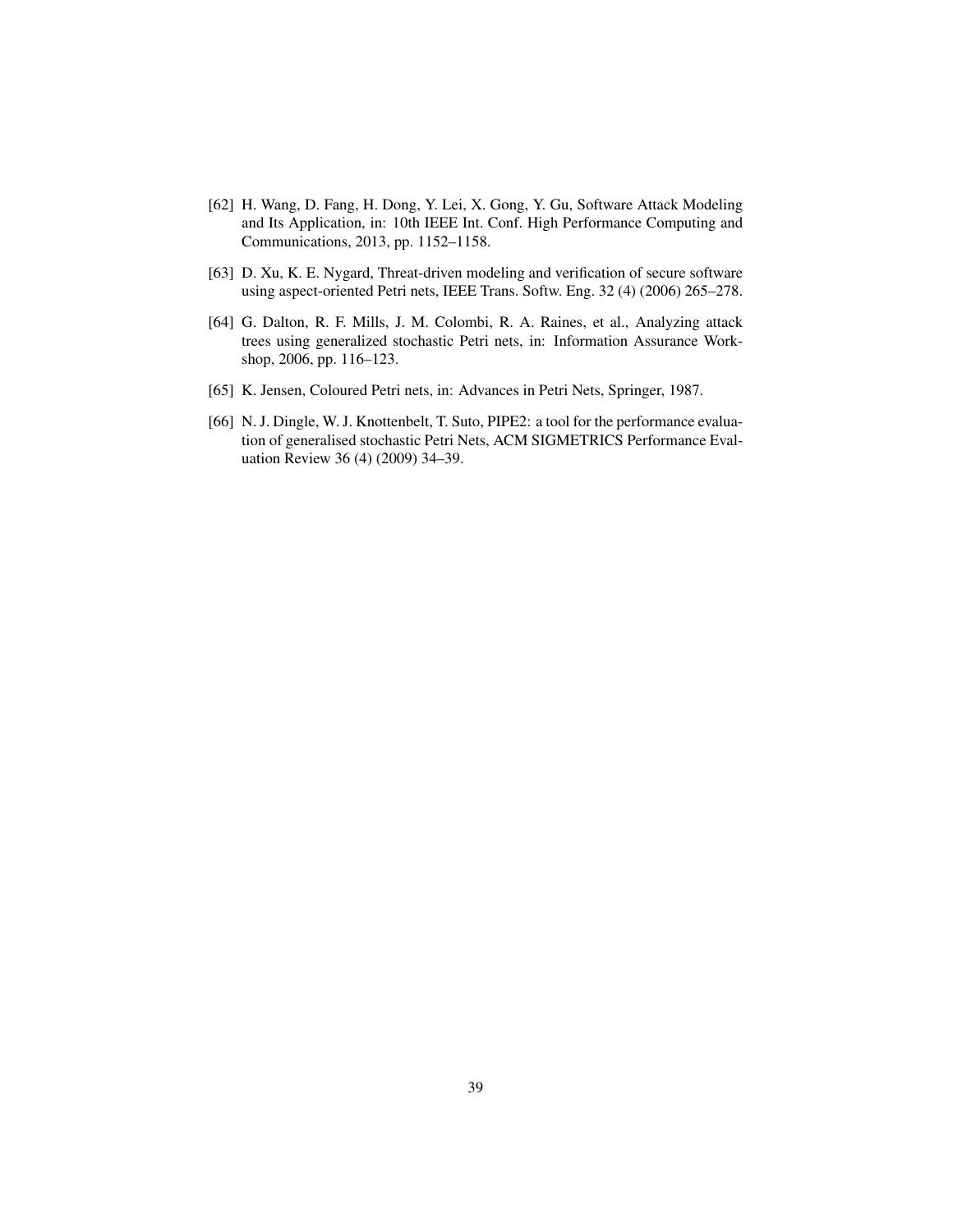[62] H. Wang, D. Fang, H. Dong, Y. Lei, X. Gong, Y. Gu, Software Attack Modeling and Its Application, in: 10th IEEE Int. Conf. High Performance Computing and Communications, 2013, pp. 1152–1158.

[63] D. Xu, K. E. Nygard, Threat-driven modeling and verification of secure software using aspect-oriented Petri nets, IEEE Trans. Softw. Eng. 32 (4) (2006) 265–278.

[64] G. Dalton, R. F. Mills, J. M. Colombi, R. A. Raines, et al., Analyzing attack trees using generalized stochastic Petri nets, in: Information Assurance Workshop, 2006, pp. 116–123.

[65] K. Jensen, Coloured Petri nets, in: Advances in Petri Nets, Springer, 1987.

[66] N. J. Dingle, W. J. Knottenbelt, T. Suto, PIPE2: a tool for the performance evaluation of generalised stochastic Petri Nets, ACM SIGMETRICS Performance Evaluation Review 36 (4) (2009) 34–39.